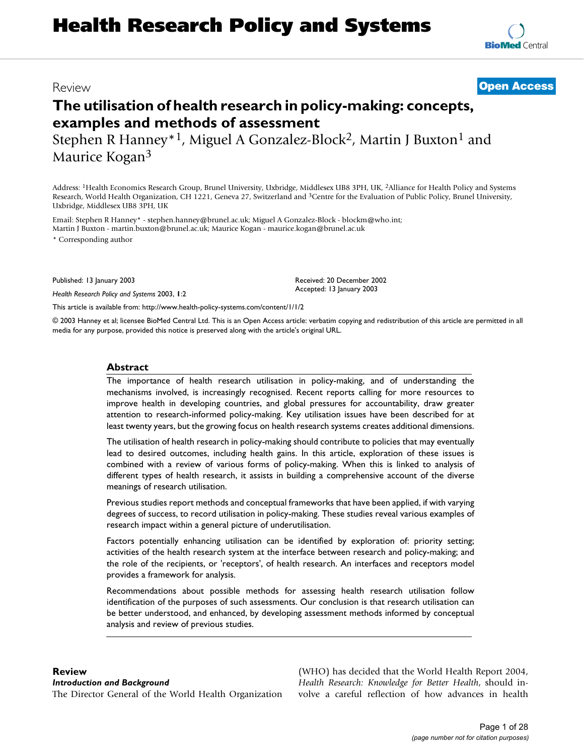# Health Research Policy and Systems

Review

**Open Access**

# The utilisation of health research in policy-making: concepts, examples and methods of assessment

Stephen R Hanney*[1], Miguel A Gonzalez-Block[2], Martin J Buxton[1] and Maurice Kogan[3]

Address: [1]Health Economics Research Group, Brunel University, Uxbridge, Middlesex UB8 3PH, UK, [2]Alliance for Health Policy and Systems Research, World Health Organization, CH 1221, Geneva 27, Switzerland and [3]Centre for the Evaluation of Public Policy, Brunel University, Uxbridge, Middlesex UB8 3PH, UK

Email: Stephen R Hanney* - stephen.hanney@brunel.ac.uk; Miguel A Gonzalez-Block - blockm@who.int; Martin J Buxton - martin.buxton@brunel.ac.uk; Maurice Kogan - maurice.kogan@brunel.ac.uk

\* Corresponding author

Published: 13 January 2003

*Health Research Policy and Systems* 2003, **1**:2

Received: 20 December 2002
Accepted: 13 January 2003

This article is available from: http://www.health-policy-systems.com/content/1/1/2

© 2003 Hanney et al; licensee BioMed Central Ltd. This is an Open Access article: verbatim copying and redistribution of this article are permitted in all media for any purpose, provided this notice is preserved along with the article's original URL.

## Abstract

The importance of health research utilisation in policy-making, and of understanding the mechanisms involved, is increasingly recognised. Recent reports calling for more resources to improve health in developing countries, and global pressures for accountability, draw greater attention to research-informed policy-making. Key utilisation issues have been described for at least twenty years, but the growing focus on health research systems creates additional dimensions.

The utilisation of health research in policy-making should contribute to policies that may eventually lead to desired outcomes, including health gains. In this article, exploration of these issues is combined with a review of various forms of policy-making. When this is linked to analysis of different types of health research, it assists in building a comprehensive account of the diverse meanings of research utilisation.

Previous studies report methods and conceptual frameworks that have been applied, if with varying degrees of success, to record utilisation in policy-making. These studies reveal various examples of research impact within a general picture of underutilisation.

Factors potentially enhancing utilisation can be identified by exploration of: priority setting; activities of the health research system at the interface between research and policy-making; and the role of the recipients, or 'receptors', of health research. An interfaces and receptors model provides a framework for analysis.

Recommendations about possible methods for assessing health research utilisation follow identification of the purposes of such assessments. Our conclusion is that research utilisation can be better understood, and enhanced, by developing assessment methods informed by conceptual analysis and review of previous studies.

## Review

### *Introduction and Background*

The Director General of the World Health Organization (WHO) has decided that the World Health Report 2004, *Health Research: Knowledge for Better Health*, should involve a careful reflection of how advances in health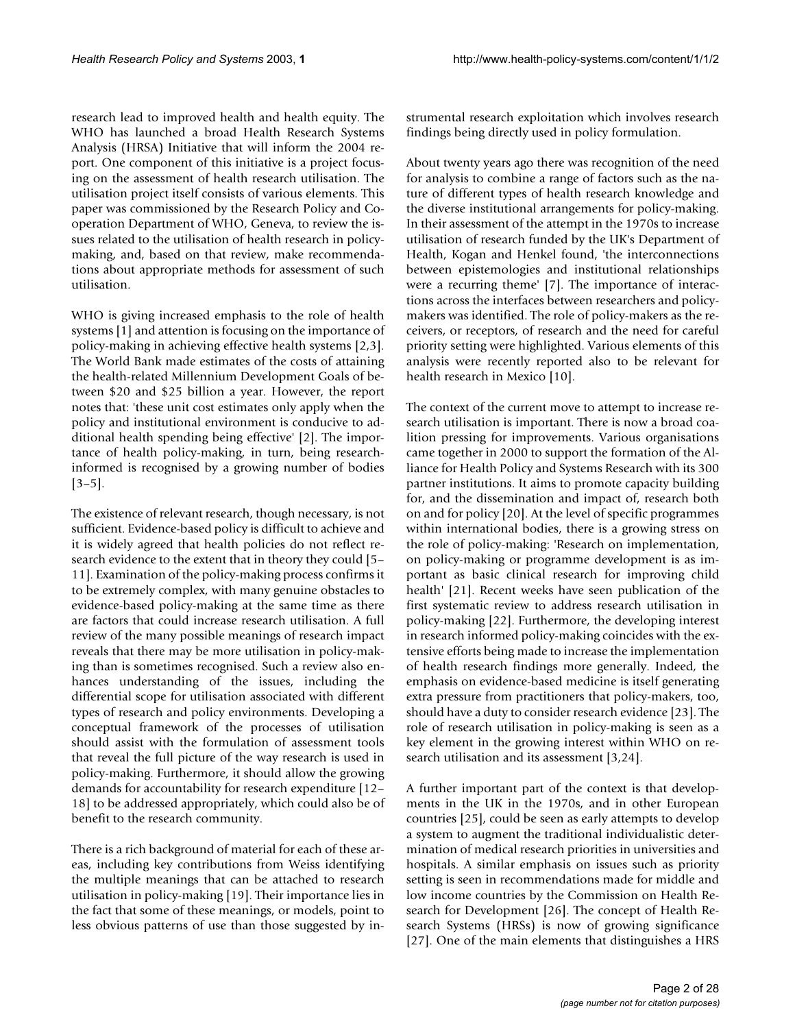research lead to improved health and health equity. The WHO has launched a broad Health Research Systems Analysis (HRSA) Initiative that will inform the 2004 report. One component of this initiative is a project focusing on the assessment of health research utilisation. The utilisation project itself consists of various elements. This paper was commissioned by the Research Policy and Cooperation Department of WHO, Geneva, to review the issues related to the utilisation of health research in policy-making, and, based on that review, make recommendations about appropriate methods for assessment of such utilisation.

WHO is giving increased emphasis to the role of health systems [1] and attention is focusing on the importance of policy-making in achieving effective health systems [2,3]. The World Bank made estimates of the costs of attaining the health-related Millennium Development Goals of between $20 and $25 billion a year. However, the report notes that: 'these unit cost estimates only apply when the policy and institutional environment is conducive to additional health spending being effective' [2]. The importance of health policy-making, in turn, being research-informed is recognised by a growing number of bodies [3–5].

The existence of relevant research, though necessary, is not sufficient. Evidence-based policy is difficult to achieve and it is widely agreed that health policies do not reflect research evidence to the extent that in theory they could [5–11]. Examination of the policy-making process confirms it to be extremely complex, with many genuine obstacles to evidence-based policy-making at the same time as there are factors that could increase research utilisation. A full review of the many possible meanings of research impact reveals that there may be more utilisation in policy-making than is sometimes recognised. Such a review also enhances understanding of the issues, including the differential scope for utilisation associated with different types of research and policy environments. Developing a conceptual framework of the processes of utilisation should assist with the formulation of assessment tools that reveal the full picture of the way research is used in policy-making. Furthermore, it should allow the growing demands for accountability for research expenditure [12–18] to be addressed appropriately, which could also be of benefit to the research community.

There is a rich background of material for each of these areas, including key contributions from Weiss identifying the multiple meanings that can be attached to research utilisation in policy-making [19]. Their importance lies in the fact that some of these meanings, or models, point to less obvious patterns of use than those suggested by instrumental research exploitation which involves research findings being directly used in policy formulation.

About twenty years ago there was recognition of the need for analysis to combine a range of factors such as the nature of different types of health research knowledge and the diverse institutional arrangements for policy-making. In their assessment of the attempt in the 1970s to increase utilisation of research funded by the UK's Department of Health, Kogan and Henkel found, 'the interconnections between epistemologies and institutional relationships were a recurring theme' [7]. The importance of interactions across the interfaces between researchers and policy-makers was identified. The role of policy-makers as the receivers, or receptors, of research and the need for careful priority setting were highlighted. Various elements of this analysis were recently reported also to be relevant for health research in Mexico [10].

The context of the current move to attempt to increase research utilisation is important. There is now a broad coalition pressing for improvements. Various organisations came together in 2000 to support the formation of the Alliance for Health Policy and Systems Research with its 300 partner institutions. It aims to promote capacity building for, and the dissemination and impact of, research both on and for policy [20]. At the level of specific programmes within international bodies, there is a growing stress on the role of policy-making: 'Research on implementation, on policy-making or programme development is as important as basic clinical research for improving child health' [21]. Recent weeks have seen publication of the first systematic review to address research utilisation in policy-making [22]. Furthermore, the developing interest in research informed policy-making coincides with the extensive efforts being made to increase the implementation of health research findings more generally. Indeed, the emphasis on evidence-based medicine is itself generating extra pressure from practitioners that policy-makers, too, should have a duty to consider research evidence [23]. The role of research utilisation in policy-making is seen as a key element in the growing interest within WHO on research utilisation and its assessment [3,24].

A further important part of the context is that developments in the UK in the 1970s, and in other European countries [25], could be seen as early attempts to develop a system to augment the traditional individualistic determination of medical research priorities in universities and hospitals. A similar emphasis on issues such as priority setting is seen in recommendations made for middle and low income countries by the Commission on Health Research for Development [26]. The concept of Health Research Systems (HRSs) is now of growing significance [27]. One of the main elements that distinguishes a HRS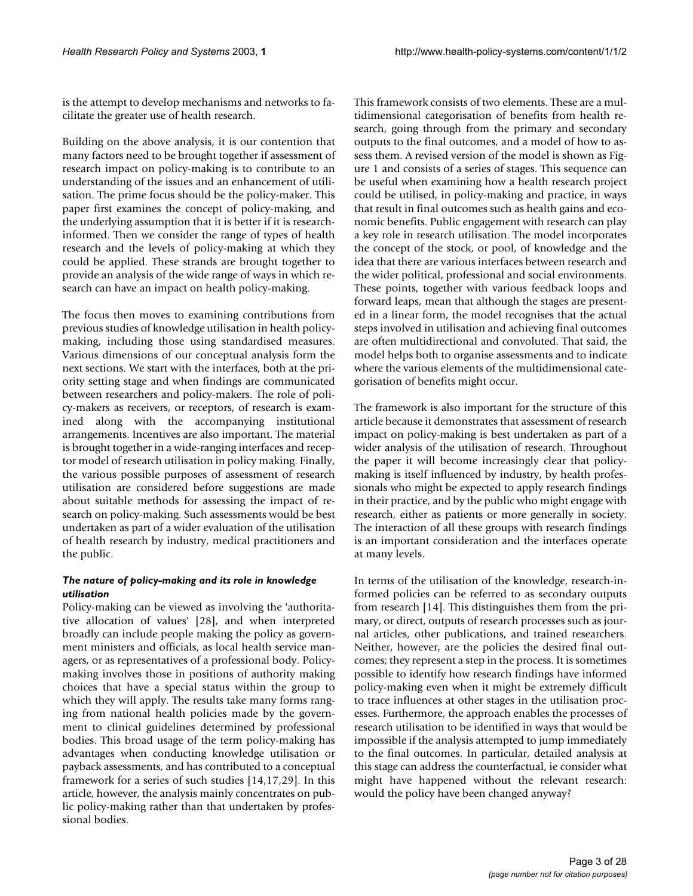is the attempt to develop mechanisms and networks to facilitate the greater use of health research.

Building on the above analysis, it is our contention that many factors need to be brought together if assessment of research impact on policy-making is to contribute to an understanding of the issues and an enhancement of utilisation. The prime focus should be the policy-maker. This paper first examines the concept of policy-making, and the underlying assumption that it is better if it is research-informed. Then we consider the range of types of health research and the levels of policy-making at which they could be applied. These strands are brought together to provide an analysis of the wide range of ways in which research can have an impact on health policy-making.

The focus then moves to examining contributions from previous studies of knowledge utilisation in health policy-making, including those using standardised measures. Various dimensions of our conceptual analysis form the next sections. We start with the interfaces, both at the priority setting stage and when findings are communicated between researchers and policy-makers. The role of policy-makers as receivers, or receptors, of research is examined along with the accompanying institutional arrangements. Incentives are also important. The material is brought together in a wide-ranging interfaces and receptor model of research utilisation in policy making. Finally, the various possible purposes of assessment of research utilisation are considered before suggestions are made about suitable methods for assessing the impact of research on policy-making. Such assessments would be best undertaken as part of a wider evaluation of the utilisation of health research by industry, medical practitioners and the public.

### *The nature of policy-making and its role in knowledge utilisation*

Policy-making can be viewed as involving the 'authoritative allocation of values' [28], and when interpreted broadly can include people making the policy as government ministers and officials, as local health service managers, or as representatives of a professional body. Policy-making involves those in positions of authority making choices that have a special status within the group to which they will apply. The results take many forms ranging from national health policies made by the government to clinical guidelines determined by professional bodies. This broad usage of the term policy-making has advantages when conducting knowledge utilisation or payback assessments, and has contributed to a conceptual framework for a series of such studies [14,17,29]. In this article, however, the analysis mainly concentrates on public policy-making rather than that undertaken by professional bodies.

This framework consists of two elements. These are a multidimensional categorisation of benefits from health research, going through from the primary and secondary outputs to the final outcomes, and a model of how to assess them. A revised version of the model is shown as Figure 1 and consists of a series of stages. This sequence can be useful when examining how a health research project could be utilised, in policy-making and practice, in ways that result in final outcomes such as health gains and economic benefits. Public engagement with research can play a key role in research utilisation. The model incorporates the concept of the stock, or pool, of knowledge and the idea that there are various interfaces between research and the wider political, professional and social environments. These points, together with various feedback loops and forward leaps, mean that although the stages are presented in a linear form, the model recognises that the actual steps involved in utilisation and achieving final outcomes are often multidirectional and convoluted. That said, the model helps both to organise assessments and to indicate where the various elements of the multidimensional categorisation of benefits might occur.

The framework is also important for the structure of this article because it demonstrates that assessment of research impact on policy-making is best undertaken as part of a wider analysis of the utilisation of research. Throughout the paper it will become increasingly clear that policy-making is itself influenced by industry, by health professionals who might be expected to apply research findings in their practice, and by the public who might engage with research, either as patients or more generally in society. The interaction of all these groups with research findings is an important consideration and the interfaces operate at many levels.

In terms of the utilisation of the knowledge, research-informed policies can be referred to as secondary outputs from research [14]. This distinguishes them from the primary, or direct, outputs of research processes such as journal articles, other publications, and trained researchers. Neither, however, are the policies the desired final outcomes; they represent a step in the process. It is sometimes possible to identify how research findings have informed policy-making even when it might be extremely difficult to trace influences at other stages in the utilisation processes. Furthermore, the approach enables the processes of research utilisation to be identified in ways that would be impossible if the analysis attempted to jump immediately to the final outcomes. In particular, detailed analysis at this stage can address the counterfactual, ie consider what might have happened without the relevant research: would the policy have been changed anyway?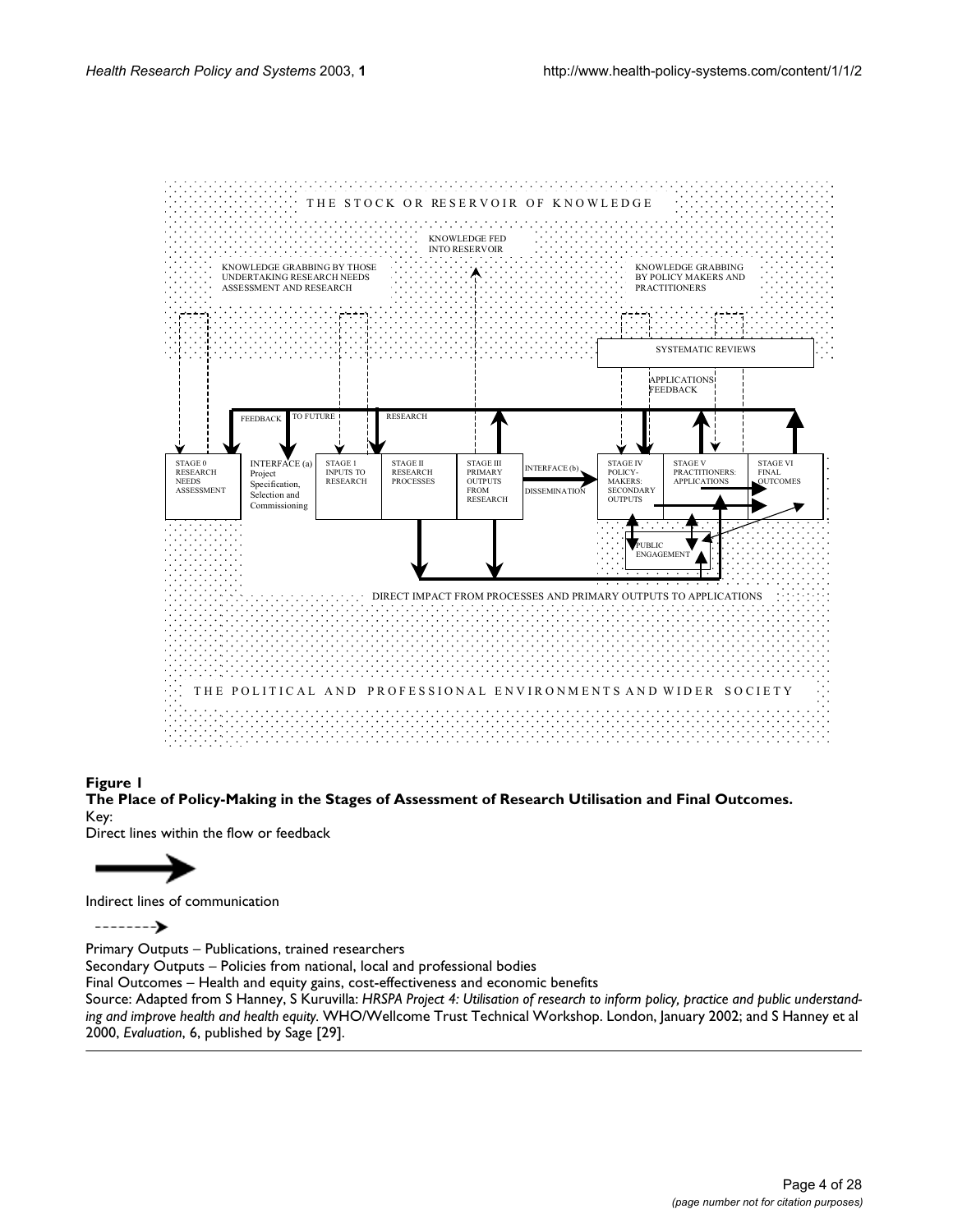**Figure 1**

**The Place of Policy-Making in the Stages of Assessment of Research Utilisation and Final Outcomes.**

Key:

Direct lines within the flow or feedback

Indirect lines of communication

Primary Outputs – Publications, trained researchers

Secondary Outputs – Policies from national, local and professional bodies

Final Outcomes – Health and equity gains, cost-effectiveness and economic benefits

Source: Adapted from S Hanney, S Kuruvilla: *HRSPA Project 4: Utilisation of research to inform policy, practice and public understanding and improve health and health equity.* WHO/Wellcome Trust Technical Workshop. London, January 2002; and S Hanney et al 2000, *Evaluation*, 6, published by Sage [29].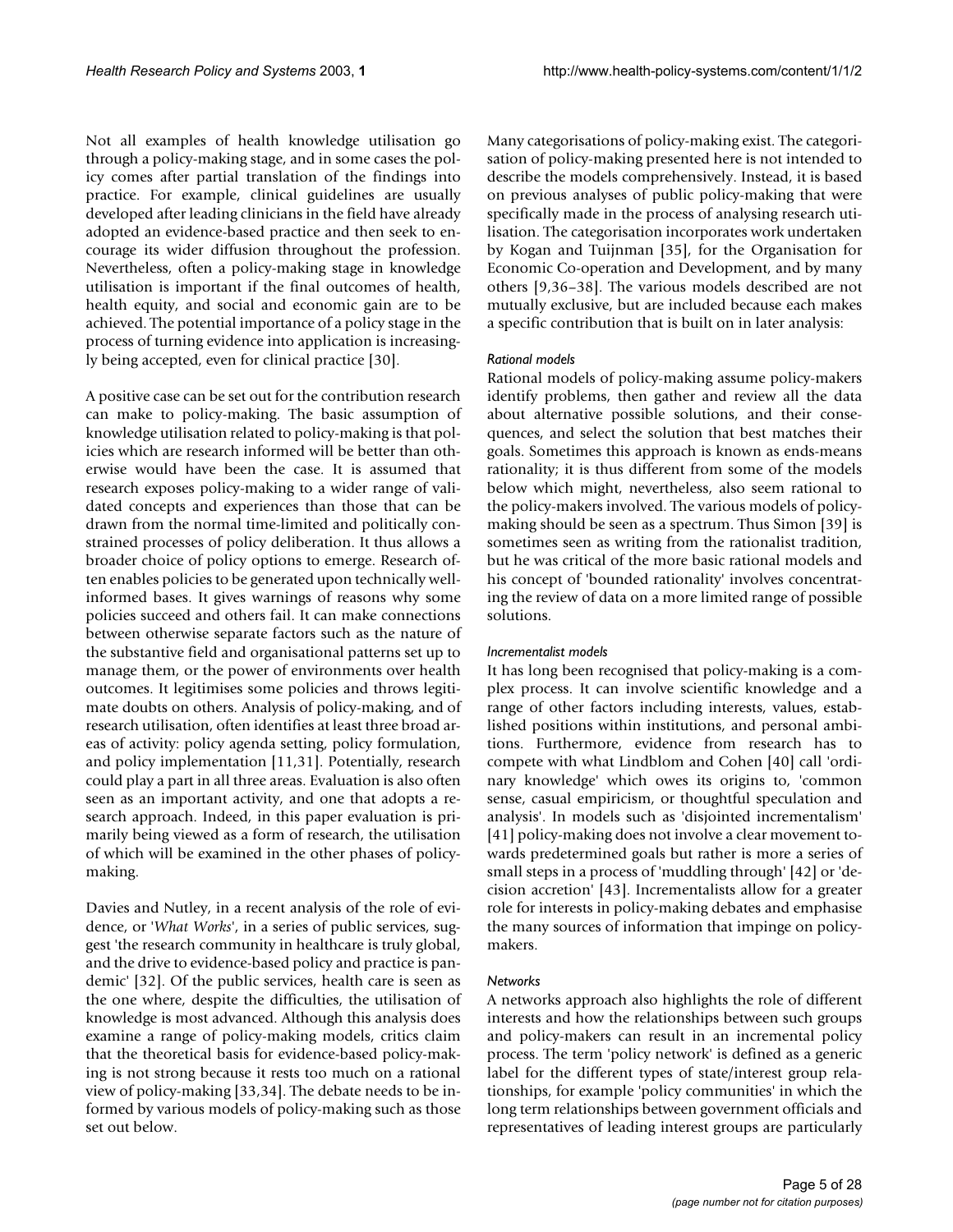Not all examples of health knowledge utilisation go through a policy-making stage, and in some cases the policy comes after partial translation of the findings into practice. For example, clinical guidelines are usually developed after leading clinicians in the field have already adopted an evidence-based practice and then seek to encourage its wider diffusion throughout the profession. Nevertheless, often a policy-making stage in knowledge utilisation is important if the final outcomes of health, health equity, and social and economic gain are to be achieved. The potential importance of a policy stage in the process of turning evidence into application is increasingly being accepted, even for clinical practice [30].

A positive case can be set out for the contribution research can make to policy-making. The basic assumption of knowledge utilisation related to policy-making is that policies which are research informed will be better than otherwise would have been the case. It is assumed that research exposes policy-making to a wider range of validated concepts and experiences than those that can be drawn from the normal time-limited and politically constrained processes of policy deliberation. It thus allows a broader choice of policy options to emerge. Research often enables policies to be generated upon technically well-informed bases. It gives warnings of reasons why some policies succeed and others fail. It can make connections between otherwise separate factors such as the nature of the substantive field and organisational patterns set up to manage them, or the power of environments over health outcomes. It legitimises some policies and throws legitimate doubts on others. Analysis of policy-making, and of research utilisation, often identifies at least three broad areas of activity: policy agenda setting, policy formulation, and policy implementation [11,31]. Potentially, research could play a part in all three areas. Evaluation is also often seen as an important activity, and one that adopts a research approach. Indeed, in this paper evaluation is primarily being viewed as a form of research, the utilisation of which will be examined in the other phases of policy-making.

Davies and Nutley, in a recent analysis of the role of evidence, or '*What Works*', in a series of public services, suggest 'the research community in healthcare is truly global, and the drive to evidence-based policy and practice is pandemic' [32]. Of the public services, health care is seen as the one where, despite the difficulties, the utilisation of knowledge is most advanced. Although this analysis does examine a range of policy-making models, critics claim that the theoretical basis for evidence-based policy-making is not strong because it rests too much on a rational view of policy-making [33,34]. The debate needs to be informed by various models of policy-making such as those set out below.

Many categorisations of policy-making exist. The categorisation of policy-making presented here is not intended to describe the models comprehensively. Instead, it is based on previous analyses of public policy-making that were specifically made in the process of analysing research utilisation. The categorisation incorporates work undertaken by Kogan and Tuijnman [35], for the Organisation for Economic Co-operation and Development, and by many others [9,36–38]. The various models described are not mutually exclusive, but are included because each makes a specific contribution that is built on in later analysis:

#### *Rational models*

Rational models of policy-making assume policy-makers identify problems, then gather and review all the data about alternative possible solutions, and their consequences, and select the solution that best matches their goals. Sometimes this approach is known as ends-means rationality; it is thus different from some of the models below which might, nevertheless, also seem rational to the policy-makers involved. The various models of policy-making should be seen as a spectrum. Thus Simon [39] is sometimes seen as writing from the rationalist tradition, but he was critical of the more basic rational models and his concept of 'bounded rationality' involves concentrating the review of data on a more limited range of possible solutions.

#### *Incrementalist models*

It has long been recognised that policy-making is a complex process. It can involve scientific knowledge and a range of other factors including interests, values, established positions within institutions, and personal ambitions. Furthermore, evidence from research has to compete with what Lindblom and Cohen [40] call 'ordinary knowledge' which owes its origins to, 'common sense, casual empiricism, or thoughtful speculation and analysis'. In models such as 'disjointed incrementalism' [41] policy-making does not involve a clear movement towards predetermined goals but rather is more a series of small steps in a process of 'muddling through' [42] or 'decision accretion' [43]. Incrementalists allow for a greater role for interests in policy-making debates and emphasise the many sources of information that impinge on policy-makers.

#### *Networks*

A networks approach also highlights the role of different interests and how the relationships between such groups and policy-makers can result in an incremental policy process. The term 'policy network' is defined as a generic label for the different types of state/interest group relationships, for example 'policy communities' in which the long term relationships between government officials and representatives of leading interest groups are particularly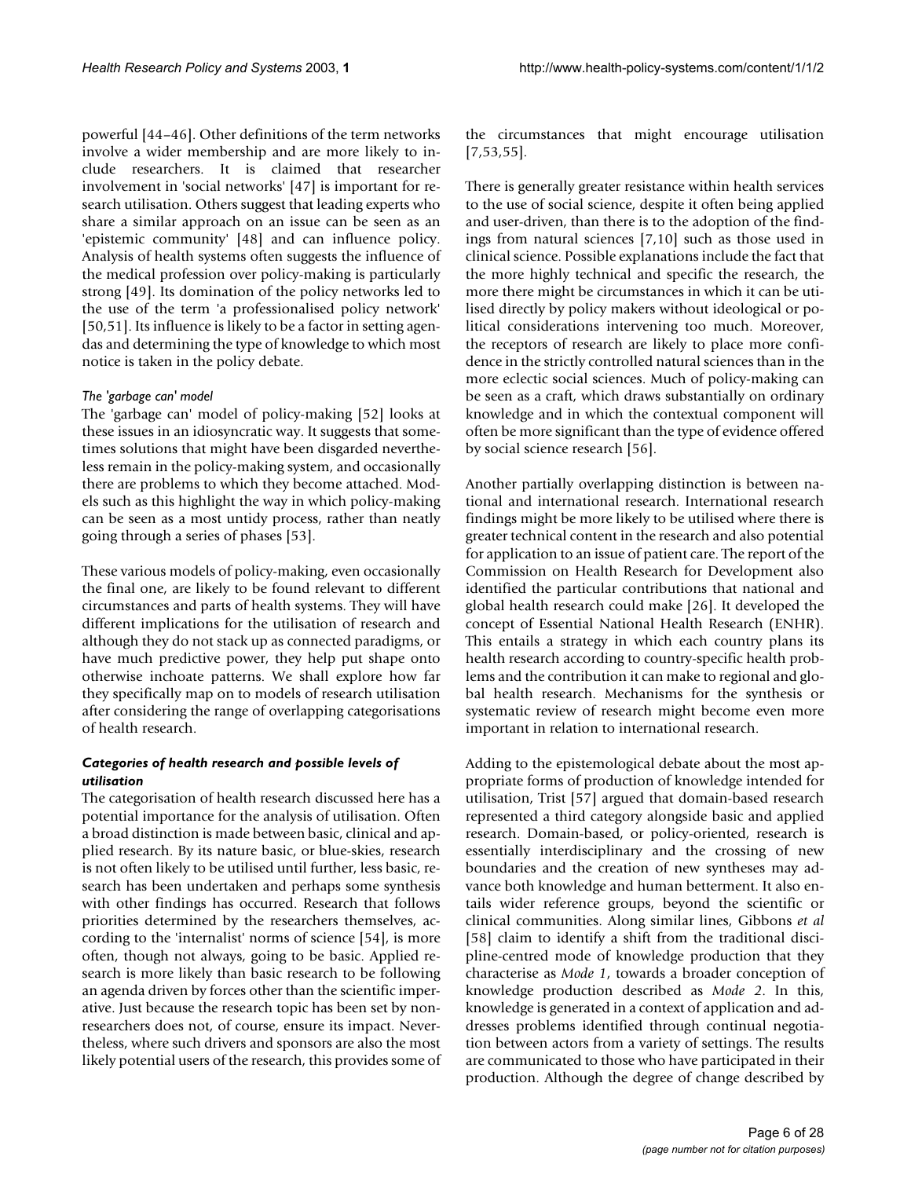powerful [44–46]. Other definitions of the term networks involve a wider membership and are more likely to include researchers. It is claimed that researcher involvement in 'social networks' [47] is important for research utilisation. Others suggest that leading experts who share a similar approach on an issue can be seen as an 'epistemic community' [48] and can influence policy. Analysis of health systems often suggests the influence of the medical profession over policy-making is particularly strong [49]. Its domination of the policy networks led to the use of the term 'a professionalised policy network' [50,51]. Its influence is likely to be a factor in setting agendas and determining the type of knowledge to which most notice is taken in the policy debate.

#### *The 'garbage can' model*

The 'garbage can' model of policy-making [52] looks at these issues in an idiosyncratic way. It suggests that sometimes solutions that might have been disgarded nevertheless remain in the policy-making system, and occasionally there are problems to which they become attached. Models such as this highlight the way in which policy-making can be seen as a most untidy process, rather than neatly going through a series of phases [53].

These various models of policy-making, even occasionally the final one, are likely to be found relevant to different circumstances and parts of health systems. They will have different implications for the utilisation of research and although they do not stack up as connected paradigms, or have much predictive power, they help put shape onto otherwise inchoate patterns. We shall explore how far they specifically map on to models of research utilisation after considering the range of overlapping categorisations of health research.

### *Categories of health research and possible levels of utilisation*

The categorisation of health research discussed here has a potential importance for the analysis of utilisation. Often a broad distinction is made between basic, clinical and applied research. By its nature basic, or blue-skies, research is not often likely to be utilised until further, less basic, research has been undertaken and perhaps some synthesis with other findings has occurred. Research that follows priorities determined by the researchers themselves, according to the 'internalist' norms of science [54], is more often, though not always, going to be basic. Applied research is more likely than basic research to be following an agenda driven by forces other than the scientific imperative. Just because the research topic has been set by non-researchers does not, of course, ensure its impact. Nevertheless, where such drivers and sponsors are also the most likely potential users of the research, this provides some of the circumstances that might encourage utilisation [7,53,55].

There is generally greater resistance within health services to the use of social science, despite it often being applied and user-driven, than there is to the adoption of the findings from natural sciences [7,10] such as those used in clinical science. Possible explanations include the fact that the more highly technical and specific the research, the more there might be circumstances in which it can be utilised directly by policy makers without ideological or political considerations intervening too much. Moreover, the receptors of research are likely to place more confidence in the strictly controlled natural sciences than in the more eclectic social sciences. Much of policy-making can be seen as a craft, which draws substantially on ordinary knowledge and in which the contextual component will often be more significant than the type of evidence offered by social science research [56].

Another partially overlapping distinction is between national and international research. International research findings might be more likely to be utilised where there is greater technical content in the research and also potential for application to an issue of patient care. The report of the Commission on Health Research for Development also identified the particular contributions that national and global health research could make [26]. It developed the concept of Essential National Health Research (ENHR). This entails a strategy in which each country plans its health research according to country-specific health problems and the contribution it can make to regional and global health research. Mechanisms for the synthesis or systematic review of research might become even more important in relation to international research.

Adding to the epistemological debate about the most appropriate forms of production of knowledge intended for utilisation, Trist [57] argued that domain-based research represented a third category alongside basic and applied research. Domain-based, or policy-oriented, research is essentially interdisciplinary and the crossing of new boundaries and the creation of new syntheses may advance both knowledge and human betterment. It also entails wider reference groups, beyond the scientific or clinical communities. Along similar lines, Gibbons *et al* [58] claim to identify a shift from the traditional discipline-centred mode of knowledge production that they characterise as *Mode 1*, towards a broader conception of knowledge production described as *Mode 2*. In this, knowledge is generated in a context of application and addresses problems identified through continual negotiation between actors from a variety of settings. The results are communicated to those who have participated in their production. Although the degree of change described by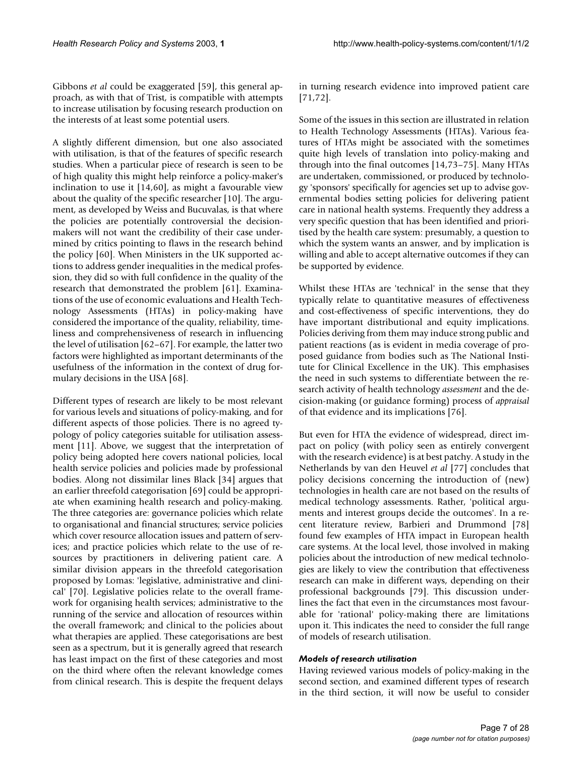Gibbons *et al* could be exaggerated [59], this general approach, as with that of Trist, is compatible with attempts to increase utilisation by focusing research production on the interests of at least some potential users.

A slightly different dimension, but one also associated with utilisation, is that of the features of specific research studies. When a particular piece of research is seen to be of high quality this might help reinforce a policy-maker's inclination to use it [14,60], as might a favourable view about the quality of the specific researcher [10]. The argument, as developed by Weiss and Bucuvalas, is that where the policies are potentially controversial the decision-makers will not want the credibility of their case undermined by critics pointing to flaws in the research behind the policy [60]. When Ministers in the UK supported actions to address gender inequalities in the medical profession, they did so with full confidence in the quality of the research that demonstrated the problem [61]. Examinations of the use of economic evaluations and Health Technology Assessments (HTAs) in policy-making have considered the importance of the quality, reliability, timeliness and comprehensiveness of research in influencing the level of utilisation [62–67]. For example, the latter two factors were highlighted as important determinants of the usefulness of the information in the context of drug formulary decisions in the USA [68].

Different types of research are likely to be most relevant for various levels and situations of policy-making, and for different aspects of those policies. There is no agreed typology of policy categories suitable for utilisation assessment [11]. Above, we suggest that the interpretation of policy being adopted here covers national policies, local health service policies and policies made by professional bodies. Along not dissimilar lines Black [34] argues that an earlier threefold categorisation [69] could be appropriate when examining health research and policy-making. The three categories are: governance policies which relate to organisational and financial structures; service policies which cover resource allocation issues and pattern of services; and practice policies which relate to the use of resources by practitioners in delivering patient care. A similar division appears in the threefold categorisation proposed by Lomas: 'legislative, administrative and clinical' [70]. Legislative policies relate to the overall framework for organising health services; administrative to the running of the service and allocation of resources within the overall framework; and clinical to the policies about what therapies are applied. These categorisations are best seen as a spectrum, but it is generally agreed that research has least impact on the first of these categories and most on the third where often the relevant knowledge comes from clinical research. This is despite the frequent delays in turning research evidence into improved patient care [71,72].

Some of the issues in this section are illustrated in relation to Health Technology Assessments (HTAs). Various features of HTAs might be associated with the sometimes quite high levels of translation into policy-making and through into the final outcomes [14,73–75]. Many HTAs are undertaken, commissioned, or produced by technology 'sponsors' specifically for agencies set up to advise governmental bodies setting policies for delivering patient care in national health systems. Frequently they address a very specific question that has been identified and prioritised by the health care system: presumably, a question to which the system wants an answer, and by implication is willing and able to accept alternative outcomes if they can be supported by evidence.

Whilst these HTAs are 'technical' in the sense that they typically relate to quantitative measures of effectiveness and cost-effectiveness of specific interventions, they do have important distributional and equity implications. Policies deriving from them may induce strong public and patient reactions (as is evident in media coverage of proposed guidance from bodies such as The National Institute for Clinical Excellence in the UK). This emphasises the need in such systems to differentiate between the research activity of health technology *assessment* and the decision-making (or guidance forming) process of *appraisal* of that evidence and its implications [76].

But even for HTA the evidence of widespread, direct impact on policy (with policy seen as entirely convergent with the research evidence) is at best patchy. A study in the Netherlands by van den Heuvel *et al* [77] concludes that policy decisions concerning the introduction of (new) technologies in health care are not based on the results of medical technology assessments. Rather, 'political arguments and interest groups decide the outcomes'. In a recent literature review, Barbieri and Drummond [78] found few examples of HTA impact in European health care systems. At the local level, those involved in making policies about the introduction of new medical technologies are likely to view the contribution that effectiveness research can make in different ways, depending on their professional backgrounds [79]. This discussion underlines the fact that even in the circumstances most favourable for 'rational' policy-making there are limitations upon it. This indicates the need to consider the full range of models of research utilisation.

### *Models of research utilisation*

Having reviewed various models of policy-making in the second section, and examined different types of research in the third section, it will now be useful to consider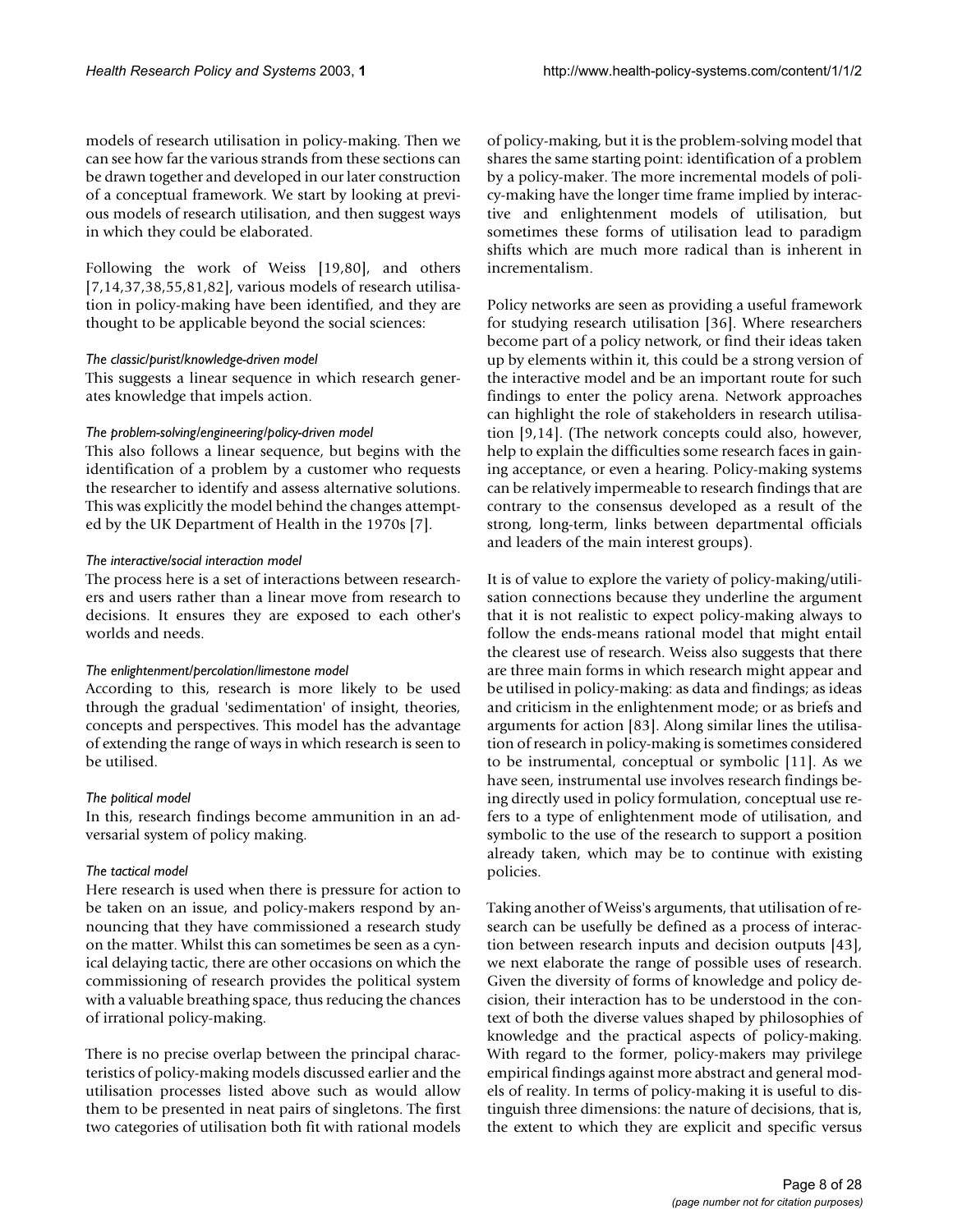models of research utilisation in policy-making. Then we can see how far the various strands from these sections can be drawn together and developed in our later construction of a conceptual framework. We start by looking at previous models of research utilisation, and then suggest ways in which they could be elaborated.

Following the work of Weiss [19,80], and others [7,14,37,38,55,81,82], various models of research utilisation in policy-making have been identified, and they are thought to be applicable beyond the social sciences:

*The classic/purist/knowledge-driven model*

This suggests a linear sequence in which research generates knowledge that impels action.

*The problem-solving/engineering/policy-driven model*

This also follows a linear sequence, but begins with the identification of a problem by a customer who requests the researcher to identify and assess alternative solutions. This was explicitly the model behind the changes attempted by the UK Department of Health in the 1970s [7].

*The interactive/social interaction model*

The process here is a set of interactions between researchers and users rather than a linear move from research to decisions. It ensures they are exposed to each other's worlds and needs.

*The enlightenment/percolation/limestone model*

According to this, research is more likely to be used through the gradual 'sedimentation' of insight, theories, concepts and perspectives. This model has the advantage of extending the range of ways in which research is seen to be utilised.

*The political model*

In this, research findings become ammunition in an adversarial system of policy making.

*The tactical model*

Here research is used when there is pressure for action to be taken on an issue, and policy-makers respond by announcing that they have commissioned a research study on the matter. Whilst this can sometimes be seen as a cynical delaying tactic, there are other occasions on which the commissioning of research provides the political system with a valuable breathing space, thus reducing the chances of irrational policy-making.

There is no precise overlap between the principal characteristics of policy-making models discussed earlier and the utilisation processes listed above such as would allow them to be presented in neat pairs of singletons. The first two categories of utilisation both fit with rational models of policy-making, but it is the problem-solving model that shares the same starting point: identification of a problem by a policy-maker. The more incremental models of policy-making have the longer time frame implied by interactive and enlightenment models of utilisation, but sometimes these forms of utilisation lead to paradigm shifts which are much more radical than is inherent in incrementalism.

Policy networks are seen as providing a useful framework for studying research utilisation [36]. Where researchers become part of a policy network, or find their ideas taken up by elements within it, this could be a strong version of the interactive model and be an important route for such findings to enter the policy arena. Network approaches can highlight the role of stakeholders in research utilisation [9,14]. (The network concepts could also, however, help to explain the difficulties some research faces in gaining acceptance, or even a hearing. Policy-making systems can be relatively impermeable to research findings that are contrary to the consensus developed as a result of the strong, long-term, links between departmental officials and leaders of the main interest groups).

It is of value to explore the variety of policy-making/utilisation connections because they underline the argument that it is not realistic to expect policy-making always to follow the ends-means rational model that might entail the clearest use of research. Weiss also suggests that there are three main forms in which research might appear and be utilised in policy-making: as data and findings; as ideas and criticism in the enlightenment mode; or as briefs and arguments for action [83]. Along similar lines the utilisation of research in policy-making is sometimes considered to be instrumental, conceptual or symbolic [11]. As we have seen, instrumental use involves research findings being directly used in policy formulation, conceptual use refers to a type of enlightenment mode of utilisation, and symbolic to the use of the research to support a position already taken, which may be to continue with existing policies.

Taking another of Weiss's arguments, that utilisation of research can be usefully be defined as a process of interaction between research inputs and decision outputs [43], we next elaborate the range of possible uses of research. Given the diversity of forms of knowledge and policy decision, their interaction has to be understood in the context of both the diverse values shaped by philosophies of knowledge and the practical aspects of policy-making. With regard to the former, policy-makers may privilege empirical findings against more abstract and general models of reality. In terms of policy-making it is useful to distinguish three dimensions: the nature of decisions, that is, the extent to which they are explicit and specific versus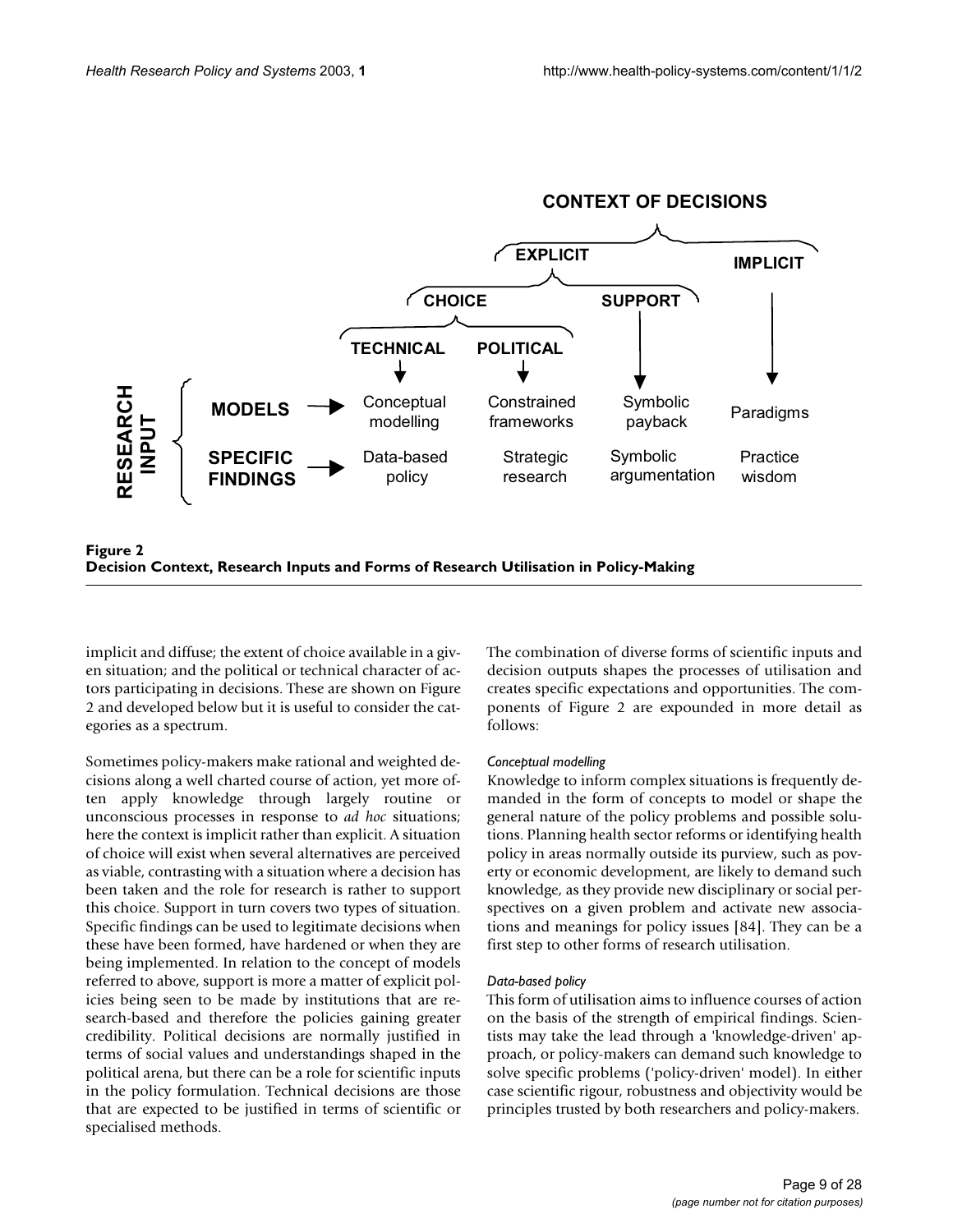CONTEXT OF DECISIONS

EXPLICIT

IMPLICIT

CHOICE

SUPPORT

TECHNICAL

POLITICAL

RESEARCH INPUT

MODELS

SPECIFIC FINDINGS

Conceptual modelling

Constrained frameworks

Symbolic payback

Paradigms

Data-based policy

Strategic research

Symbolic argumentation

Practice wisdom

**Figure 2**
**Decision Context, Research Inputs and Forms of Research Utilisation in Policy-Making**

implicit and diffuse; the extent of choice available in a given situation; and the political or technical character of actors participating in decisions. These are shown on Figure 2 and developed below but it is useful to consider the categories as a spectrum.

Sometimes policy-makers make rational and weighted decisions along a well charted course of action, yet more often apply knowledge through largely routine or unconscious processes in response to *ad hoc* situations; here the context is implicit rather than explicit. A situation of choice will exist when several alternatives are perceived as viable, contrasting with a situation where a decision has been taken and the role for research is rather to support this choice. Support in turn covers two types of situation. Specific findings can be used to legitimate decisions when these have been formed, have hardened or when they are being implemented. In relation to the concept of models referred to above, support is more a matter of explicit policies being seen to be made by institutions that are research-based and therefore the policies gaining greater credibility. Political decisions are normally justified in terms of social values and understandings shaped in the political arena, but there can be a role for scientific inputs in the policy formulation. Technical decisions are those that are expected to be justified in terms of scientific or specialised methods.

The combination of diverse forms of scientific inputs and decision outputs shapes the processes of utilisation and creates specific expectations and opportunities. The components of Figure 2 are expounded in more detail as follows:

*Conceptual modelling*

Knowledge to inform complex situations is frequently demanded in the form of concepts to model or shape the general nature of the policy problems and possible solutions. Planning health sector reforms or identifying health policy in areas normally outside its purview, such as poverty or economic development, are likely to demand such knowledge, as they provide new disciplinary or social perspectives on a given problem and activate new associations and meanings for policy issues [84]. They can be a first step to other forms of research utilisation.

*Data-based policy*

This form of utilisation aims to influence courses of action on the basis of the strength of empirical findings. Scientists may take the lead through a 'knowledge-driven' approach, or policy-makers can demand such knowledge to solve specific problems ('policy-driven' model). In either case scientific rigour, robustness and objectivity would be principles trusted by both researchers and policy-makers.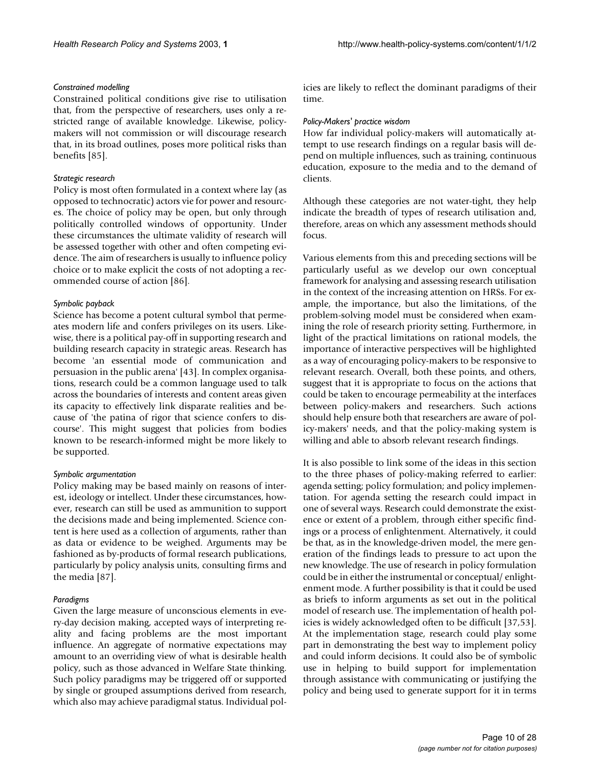*Constrained modelling*

Constrained political conditions give rise to utilisation that, from the perspective of researchers, uses only a restricted range of available knowledge. Likewise, policy-makers will not commission or will discourage research that, in its broad outlines, poses more political risks than benefits [85].

*Strategic research*

Policy is most often formulated in a context where lay (as opposed to technocratic) actors vie for power and resources. The choice of policy may be open, but only through politically controlled windows of opportunity. Under these circumstances the ultimate validity of research will be assessed together with other and often competing evidence. The aim of researchers is usually to influence policy choice or to make explicit the costs of not adopting a recommended course of action [86].

*Symbolic payback*

Science has become a potent cultural symbol that permeates modern life and confers privileges on its users. Likewise, there is a political pay-off in supporting research and building research capacity in strategic areas. Research has become 'an essential mode of communication and persuasion in the public arena' [43]. In complex organisations, research could be a common language used to talk across the boundaries of interests and content areas given its capacity to effectively link disparate realities and because of 'the patina of rigor that science confers to discourse'. This might suggest that policies from bodies known to be research-informed might be more likely to be supported.

*Symbolic argumentation*

Policy making may be based mainly on reasons of interest, ideology or intellect. Under these circumstances, however, research can still be used as ammunition to support the decisions made and being implemented. Science content is here used as a collection of arguments, rather than as data or evidence to be weighed. Arguments may be fashioned as by-products of formal research publications, particularly by policy analysis units, consulting firms and the media [87].

*Paradigms*

Given the large measure of unconscious elements in every-day decision making, accepted ways of interpreting reality and facing problems are the most important influence. An aggregate of normative expectations may amount to an overriding view of what is desirable health policy, such as those advanced in Welfare State thinking. Such policy paradigms may be triggered off or supported by single or grouped assumptions derived from research, which also may achieve paradigmal status. Individual policies are likely to reflect the dominant paradigms of their time.

*Policy-Makers' practice wisdom*

How far individual policy-makers will automatically attempt to use research findings on a regular basis will depend on multiple influences, such as training, continuous education, exposure to the media and to the demand of clients.

Although these categories are not water-tight, they help indicate the breadth of types of research utilisation and, therefore, areas on which any assessment methods should focus.

Various elements from this and preceding sections will be particularly useful as we develop our own conceptual framework for analysing and assessing research utilisation in the context of the increasing attention on HRSs. For example, the importance, but also the limitations, of the problem-solving model must be considered when examining the role of research priority setting. Furthermore, in light of the practical limitations on rational models, the importance of interactive perspectives will be highlighted as a way of encouraging policy-makers to be responsive to relevant research. Overall, both these points, and others, suggest that it is appropriate to focus on the actions that could be taken to encourage permeability at the interfaces between policy-makers and researchers. Such actions should help ensure both that researchers are aware of policy-makers' needs, and that the policy-making system is willing and able to absorb relevant research findings.

It is also possible to link some of the ideas in this section to the three phases of policy-making referred to earlier: agenda setting; policy formulation; and policy implementation. For agenda setting the research could impact in one of several ways. Research could demonstrate the existence or extent of a problem, through either specific findings or a process of enlightenment. Alternatively, it could be that, as in the knowledge-driven model, the mere generation of the findings leads to pressure to act upon the new knowledge. The use of research in policy formulation could be in either the instrumental or conceptual/ enlightenment mode. A further possibility is that it could be used as briefs to inform arguments as set out in the political model of research use. The implementation of health policies is widely acknowledged often to be difficult [37,53]. At the implementation stage, research could play some part in demonstrating the best way to implement policy and could inform decisions. It could also be of symbolic use in helping to build support for implementation through assistance with communicating or justifying the policy and being used to generate support for it in terms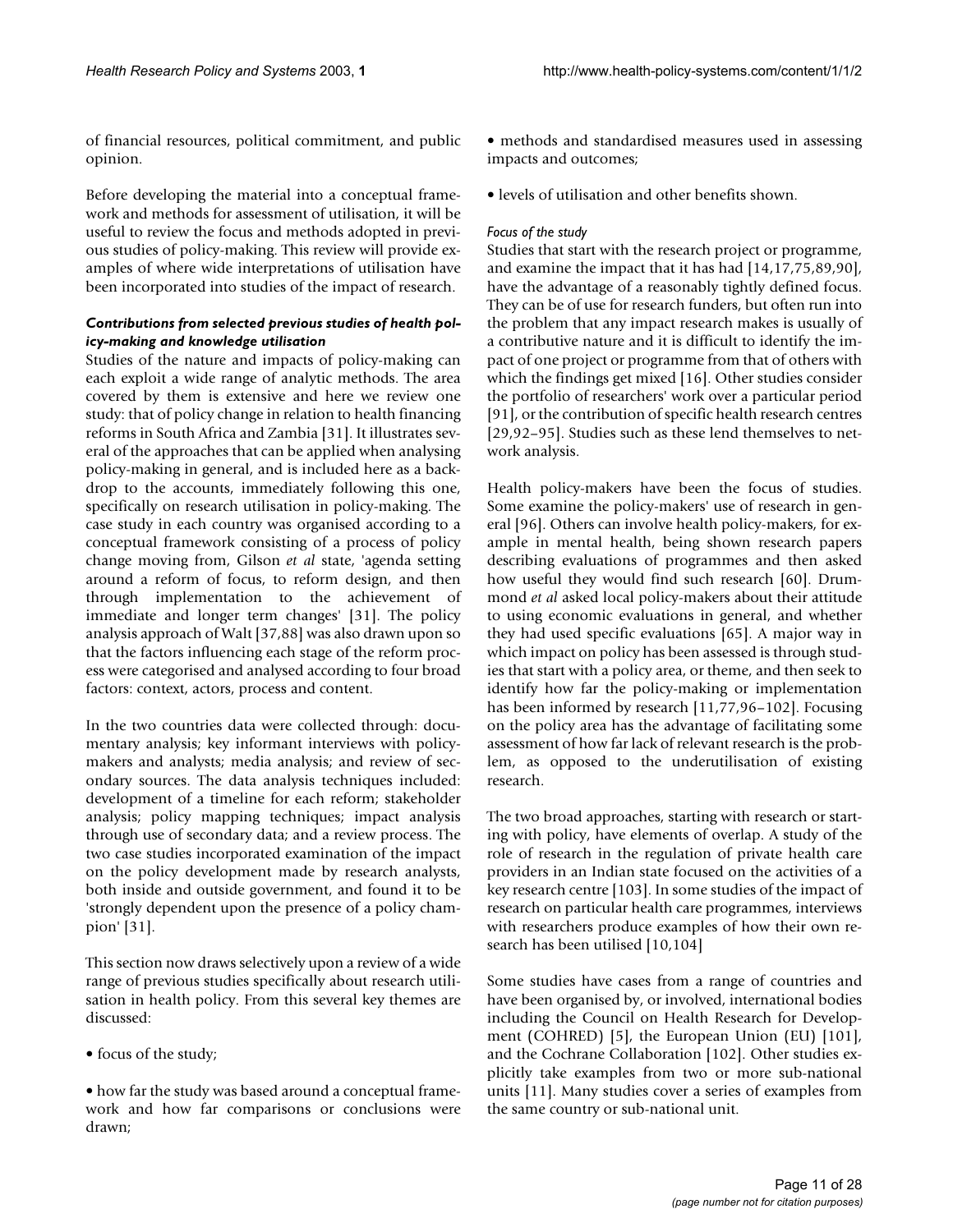of financial resources, political commitment, and public opinion.

Before developing the material into a conceptual framework and methods for assessment of utilisation, it will be useful to review the focus and methods adopted in previous studies of policy-making. This review will provide examples of where wide interpretations of utilisation have been incorporated into studies of the impact of research.

### *Contributions from selected previous studies of health policy-making and knowledge utilisation*

Studies of the nature and impacts of policy-making can each exploit a wide range of analytic methods. The area covered by them is extensive and here we review one study: that of policy change in relation to health financing reforms in South Africa and Zambia [31]. It illustrates several of the approaches that can be applied when analysing policy-making in general, and is included here as a backdrop to the accounts, immediately following this one, specifically on research utilisation in policy-making. The case study in each country was organised according to a conceptual framework consisting of a process of policy change moving from, Gilson *et al* state, 'agenda setting around a reform of focus, to reform design, and then through implementation to the achievement of immediate and longer term changes' [31]. The policy analysis approach of Walt [37,88] was also drawn upon so that the factors influencing each stage of the reform process were categorised and analysed according to four broad factors: context, actors, process and content.

In the two countries data were collected through: documentary analysis; key informant interviews with policy-makers and analysts; media analysis; and review of secondary sources. The data analysis techniques included: development of a timeline for each reform; stakeholder analysis; policy mapping techniques; impact analysis through use of secondary data; and a review process. The two case studies incorporated examination of the impact on the policy development made by research analysts, both inside and outside government, and found it to be 'strongly dependent upon the presence of a policy champion' [31].

This section now draws selectively upon a review of a wide range of previous studies specifically about research utilisation in health policy. From this several key themes are discussed:

- focus of the study;
- how far the study was based around a conceptual framework and how far comparisons or conclusions were drawn;
- methods and standardised measures used in assessing impacts and outcomes;
- levels of utilisation and other benefits shown.

#### *Focus of the study*

Studies that start with the research project or programme, and examine the impact that it has had [14,17,75,89,90], have the advantage of a reasonably tightly defined focus. They can be of use for research funders, but often run into the problem that any impact research makes is usually of a contributive nature and it is difficult to identify the impact of one project or programme from that of others with which the findings get mixed [16]. Other studies consider the portfolio of researchers' work over a particular period [91], or the contribution of specific health research centres [29,92–95]. Studies such as these lend themselves to network analysis.

Health policy-makers have been the focus of studies. Some examine the policy-makers' use of research in general [96]. Others can involve health policy-makers, for example in mental health, being shown research papers describing evaluations of programmes and then asked how useful they would find such research [60]. Drummond *et al* asked local policy-makers about their attitude to using economic evaluations in general, and whether they had used specific evaluations [65]. A major way in which impact on policy has been assessed is through studies that start with a policy area, or theme, and then seek to identify how far the policy-making or implementation has been informed by research [11,77,96–102]. Focusing on the policy area has the advantage of facilitating some assessment of how far lack of relevant research is the problem, as opposed to the underutilisation of existing research.

The two broad approaches, starting with research or starting with policy, have elements of overlap. A study of the role of research in the regulation of private health care providers in an Indian state focused on the activities of a key research centre [103]. In some studies of the impact of research on particular health care programmes, interviews with researchers produce examples of how their own research has been utilised [10,104]

Some studies have cases from a range of countries and have been organised by, or involved, international bodies including the Council on Health Research for Development (COHRED) [5], the European Union (EU) [101], and the Cochrane Collaboration [102]. Other studies explicitly take examples from two or more sub-national units [11]. Many studies cover a series of examples from the same country or sub-national unit.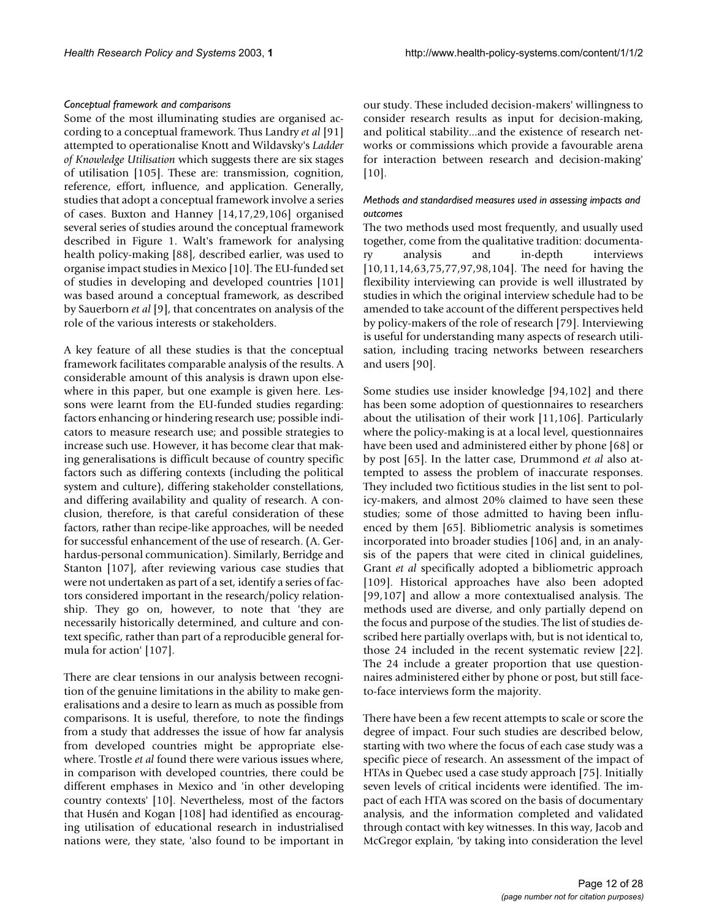### *Conceptual framework and comparisons*

Some of the most illuminating studies are organised according to a conceptual framework. Thus Landry *et al* [91] attempted to operationalise Knott and Wildavsky's *Ladder of Knowledge Utilisation* which suggests there are six stages of utilisation [105]. These are: transmission, cognition, reference, effort, influence, and application. Generally, studies that adopt a conceptual framework involve a series of cases. Buxton and Hanney [14,17,29,106] organised several series of studies around the conceptual framework described in Figure 1. Walt's framework for analysing health policy-making [88], described earlier, was used to organise impact studies in Mexico [10]. The EU-funded set of studies in developing and developed countries [101] was based around a conceptual framework, as described by Sauerborn *et al* [9], that concentrates on analysis of the role of the various interests or stakeholders.

A key feature of all these studies is that the conceptual framework facilitates comparable analysis of the results. A considerable amount of this analysis is drawn upon elsewhere in this paper, but one example is given here. Lessons were learnt from the EU-funded studies regarding: factors enhancing or hindering research use; possible indicators to measure research use; and possible strategies to increase such use. However, it has become clear that making generalisations is difficult because of country specific factors such as differing contexts (including the political system and culture), differing stakeholder constellations, and differing availability and quality of research. A conclusion, therefore, is that careful consideration of these factors, rather than recipe-like approaches, will be needed for successful enhancement of the use of research. (A. Gerhardus-personal communication). Similarly, Berridge and Stanton [107], after reviewing various case studies that were not undertaken as part of a set, identify a series of factors considered important in the research/policy relationship. They go on, however, to note that 'they are necessarily historically determined, and culture and context specific, rather than part of a reproducible general formula for action' [107].

There are clear tensions in our analysis between recognition of the genuine limitations in the ability to make generalisations and a desire to learn as much as possible from comparisons. It is useful, therefore, to note the findings from a study that addresses the issue of how far analysis from developed countries might be appropriate elsewhere. Trostle *et al* found there were various issues where, in comparison with developed countries, there could be different emphases in Mexico and 'in other developing country contexts' [10]. Nevertheless, most of the factors that Husén and Kogan [108] had identified as encouraging utilisation of educational research in industrialised nations were, they state, 'also found to be important in our study. These included decision-makers' willingness to consider research results as input for decision-making, and political stability...and the existence of research networks or commissions which provide a favourable arena for interaction between research and decision-making' [10].

### *Methods and standardised measures used in assessing impacts and outcomes*

The two methods used most frequently, and usually used together, come from the qualitative tradition: documentary analysis and in-depth interviews [10,11,14,63,75,77,97,98,104]. The need for having the flexibility interviewing can provide is well illustrated by studies in which the original interview schedule had to be amended to take account of the different perspectives held by policy-makers of the role of research [79]. Interviewing is useful for understanding many aspects of research utilisation, including tracing networks between researchers and users [90].

Some studies use insider knowledge [94,102] and there has been some adoption of questionnaires to researchers about the utilisation of their work [11,106]. Particularly where the policy-making is at a local level, questionnaires have been used and administered either by phone [68] or by post [65]. In the latter case, Drummond *et al* also attempted to assess the problem of inaccurate responses. They included two fictitious studies in the list sent to policy-makers, and almost 20% claimed to have seen these studies; some of those admitted to having been influenced by them [65]. Bibliometric analysis is sometimes incorporated into broader studies [106] and, in an analysis of the papers that were cited in clinical guidelines, Grant *et al* specifically adopted a bibliometric approach [109]. Historical approaches have also been adopted [99,107] and allow a more contextualised analysis. The methods used are diverse, and only partially depend on the focus and purpose of the studies. The list of studies described here partially overlaps with, but is not identical to, those 24 included in the recent systematic review [22]. The 24 include a greater proportion that use questionnaires administered either by phone or post, but still face-to-face interviews form the majority.

There have been a few recent attempts to scale or score the degree of impact. Four such studies are described below, starting with two where the focus of each case study was a specific piece of research. An assessment of the impact of HTAs in Quebec used a case study approach [75]. Initially seven levels of critical incidents were identified. The impact of each HTA was scored on the basis of documentary analysis, and the information completed and validated through contact with key witnesses. In this way, Jacob and McGregor explain, 'by taking into consideration the level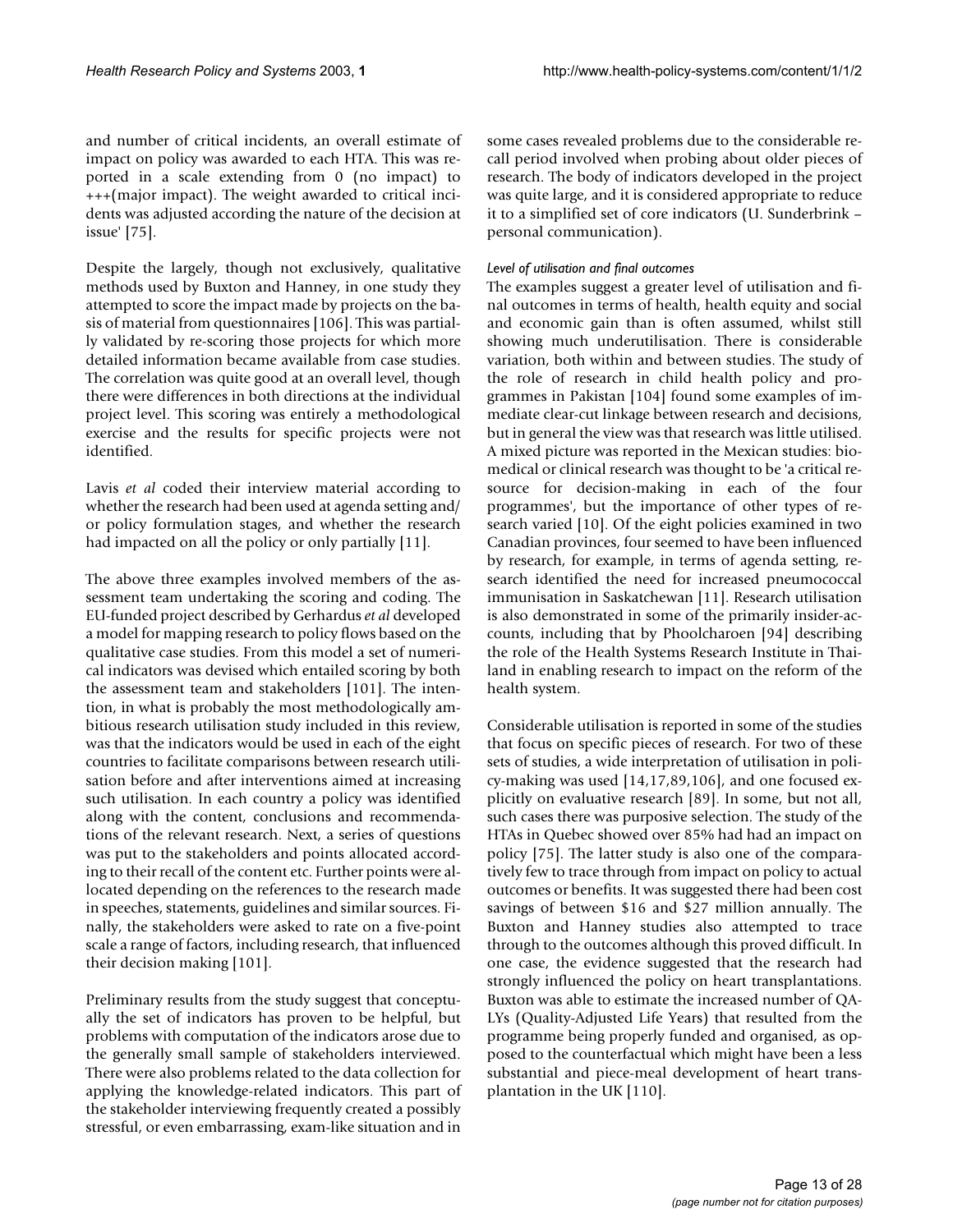and number of critical incidents, an overall estimate of impact on policy was awarded to each HTA. This was reported in a scale extending from 0 (no impact) to +++(major impact). The weight awarded to critical incidents was adjusted according the nature of the decision at issue' [75].

Despite the largely, though not exclusively, qualitative methods used by Buxton and Hanney, in one study they attempted to score the impact made by projects on the basis of material from questionnaires [106]. This was partially validated by re-scoring those projects for which more detailed information became available from case studies. The correlation was quite good at an overall level, though there were differences in both directions at the individual project level. This scoring was entirely a methodological exercise and the results for specific projects were not identified.

Lavis *et al* coded their interview material according to whether the research had been used at agenda setting and/or policy formulation stages, and whether the research had impacted on all the policy or only partially [11].

The above three examples involved members of the assessment team undertaking the scoring and coding. The EU-funded project described by Gerhardus *et al* developed a model for mapping research to policy flows based on the qualitative case studies. From this model a set of numerical indicators was devised which entailed scoring by both the assessment team and stakeholders [101]. The intention, in what is probably the most methodologically ambitious research utilisation study included in this review, was that the indicators would be used in each of the eight countries to facilitate comparisons between research utilisation before and after interventions aimed at increasing such utilisation. In each country a policy was identified along with the content, conclusions and recommendations of the relevant research. Next, a series of questions was put to the stakeholders and points allocated according to their recall of the content etc. Further points were allocated depending on the references to the research made in speeches, statements, guidelines and similar sources. Finally, the stakeholders were asked to rate on a five-point scale a range of factors, including research, that influenced their decision making [101].

Preliminary results from the study suggest that conceptually the set of indicators has proven to be helpful, but problems with computation of the indicators arose due to the generally small sample of stakeholders interviewed. There were also problems related to the data collection for applying the knowledge-related indicators. This part of the stakeholder interviewing frequently created a possibly stressful, or even embarrassing, exam-like situation and in some cases revealed problems due to the considerable recall period involved when probing about older pieces of research. The body of indicators developed in the project was quite large, and it is considered appropriate to reduce it to a simplified set of core indicators (U. Sunderbrink – personal communication).

#### *Level of utilisation and final outcomes*

The examples suggest a greater level of utilisation and final outcomes in terms of health, health equity and social and economic gain than is often assumed, whilst still showing much underutilisation. There is considerable variation, both within and between studies. The study of the role of research in child health policy and programmes in Pakistan [104] found some examples of immediate clear-cut linkage between research and decisions, but in general the view was that research was little utilised. A mixed picture was reported in the Mexican studies: biomedical or clinical research was thought to be 'a critical resource for decision-making in each of the four programmes', but the importance of other types of research varied [10]. Of the eight policies examined in two Canadian provinces, four seemed to have been influenced by research, for example, in terms of agenda setting, research identified the need for increased pneumococcal immunisation in Saskatchewan [11]. Research utilisation is also demonstrated in some of the primarily insider-accounts, including that by Phoolcharoen [94] describing the role of the Health Systems Research Institute in Thailand in enabling research to impact on the reform of the health system.

Considerable utilisation is reported in some of the studies that focus on specific pieces of research. For two of these sets of studies, a wide interpretation of utilisation in policy-making was used [14,17,89,106], and one focused explicitly on evaluative research [89]. In some, but not all, such cases there was purposive selection. The study of the HTAs in Quebec showed over 85% had had an impact on policy [75]. The latter study is also one of the comparatively few to trace through from impact on policy to actual outcomes or benefits. It was suggested there had been cost savings of between $16 and $27 million annually. The Buxton and Hanney studies also attempted to trace through to the outcomes although this proved difficult. In one case, the evidence suggested that the research had strongly influenced the policy on heart transplantations. Buxton was able to estimate the increased number of QALYs (Quality-Adjusted Life Years) that resulted from the programme being properly funded and organised, as opposed to the counterfactual which might have been a less substantial and piece-meal development of heart transplantation in the UK [110].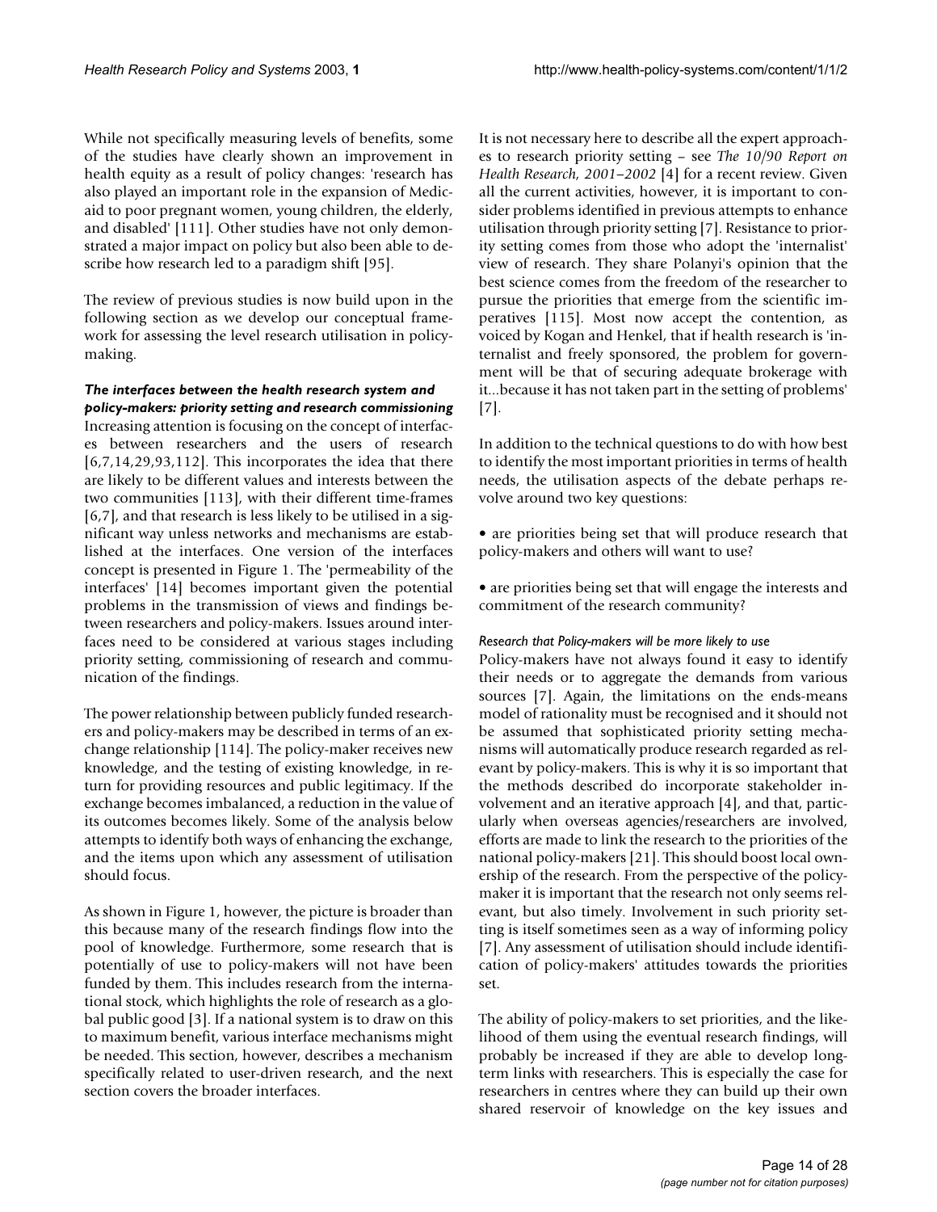While not specifically measuring levels of benefits, some of the studies have clearly shown an improvement in health equity as a result of policy changes: 'research has also played an important role in the expansion of Medicaid to poor pregnant women, young children, the elderly, and disabled' [111]. Other studies have not only demonstrated a major impact on policy but also been able to describe how research led to a paradigm shift [95].

The review of previous studies is now build upon in the following section as we develop our conceptual framework for assessing the level research utilisation in policy-making.

### *The interfaces between the health research system and policy-makers: priority setting and research commissioning*

Increasing attention is focusing on the concept of interfaces between researchers and the users of research [6,7,14,29,93,112]. This incorporates the idea that there are likely to be different values and interests between the two communities [113], with their different time-frames [6,7], and that research is less likely to be utilised in a significant way unless networks and mechanisms are established at the interfaces. One version of the interfaces concept is presented in Figure 1. The 'permeability of the interfaces' [14] becomes important given the potential problems in the transmission of views and findings between researchers and policy-makers. Issues around interfaces need to be considered at various stages including priority setting, commissioning of research and communication of the findings.

The power relationship between publicly funded researchers and policy-makers may be described in terms of an exchange relationship [114]. The policy-maker receives new knowledge, and the testing of existing knowledge, in return for providing resources and public legitimacy. If the exchange becomes imbalanced, a reduction in the value of its outcomes becomes likely. Some of the analysis below attempts to identify both ways of enhancing the exchange, and the items upon which any assessment of utilisation should focus.

As shown in Figure 1, however, the picture is broader than this because many of the research findings flow into the pool of knowledge. Furthermore, some research that is potentially of use to policy-makers will not have been funded by them. This includes research from the international stock, which highlights the role of research as a global public good [3]. If a national system is to draw on this to maximum benefit, various interface mechanisms might be needed. This section, however, describes a mechanism specifically related to user-driven research, and the next section covers the broader interfaces.

It is not necessary here to describe all the expert approaches to research priority setting – see *The 10/90 Report on Health Research, 2001–2002* [4] for a recent review. Given all the current activities, however, it is important to consider problems identified in previous attempts to enhance utilisation through priority setting [7]. Resistance to priority setting comes from those who adopt the 'internalist' view of research. They share Polanyi's opinion that the best science comes from the freedom of the researcher to pursue the priorities that emerge from the scientific imperatives [115]. Most now accept the contention, as voiced by Kogan and Henkel, that if health research is 'internalist and freely sponsored, the problem for government will be that of securing adequate brokerage with it...because it has not taken part in the setting of problems' [7].

In addition to the technical questions to do with how best to identify the most important priorities in terms of health needs, the utilisation aspects of the debate perhaps revolve around two key questions:

- are priorities being set that will produce research that policy-makers and others will want to use?
- are priorities being set that will engage the interests and commitment of the research community?

#### *Research that Policy-makers will be more likely to use*

Policy-makers have not always found it easy to identify their needs or to aggregate the demands from various sources [7]. Again, the limitations on the ends-means model of rationality must be recognised and it should not be assumed that sophisticated priority setting mechanisms will automatically produce research regarded as relevant by policy-makers. This is why it is so important that the methods described do incorporate stakeholder involvement and an iterative approach [4], and that, particularly when overseas agencies/researchers are involved, efforts are made to link the research to the priorities of the national policy-makers [21]. This should boost local ownership of the research. From the perspective of the policy-maker it is important that the research not only seems relevant, but also timely. Involvement in such priority setting is itself sometimes seen as a way of informing policy [7]. Any assessment of utilisation should include identification of policy-makers' attitudes towards the priorities set.

The ability of policy-makers to set priorities, and the likelihood of them using the eventual research findings, will probably be increased if they are able to develop long-term links with researchers. This is especially the case for researchers in centres where they can build up their own shared reservoir of knowledge on the key issues and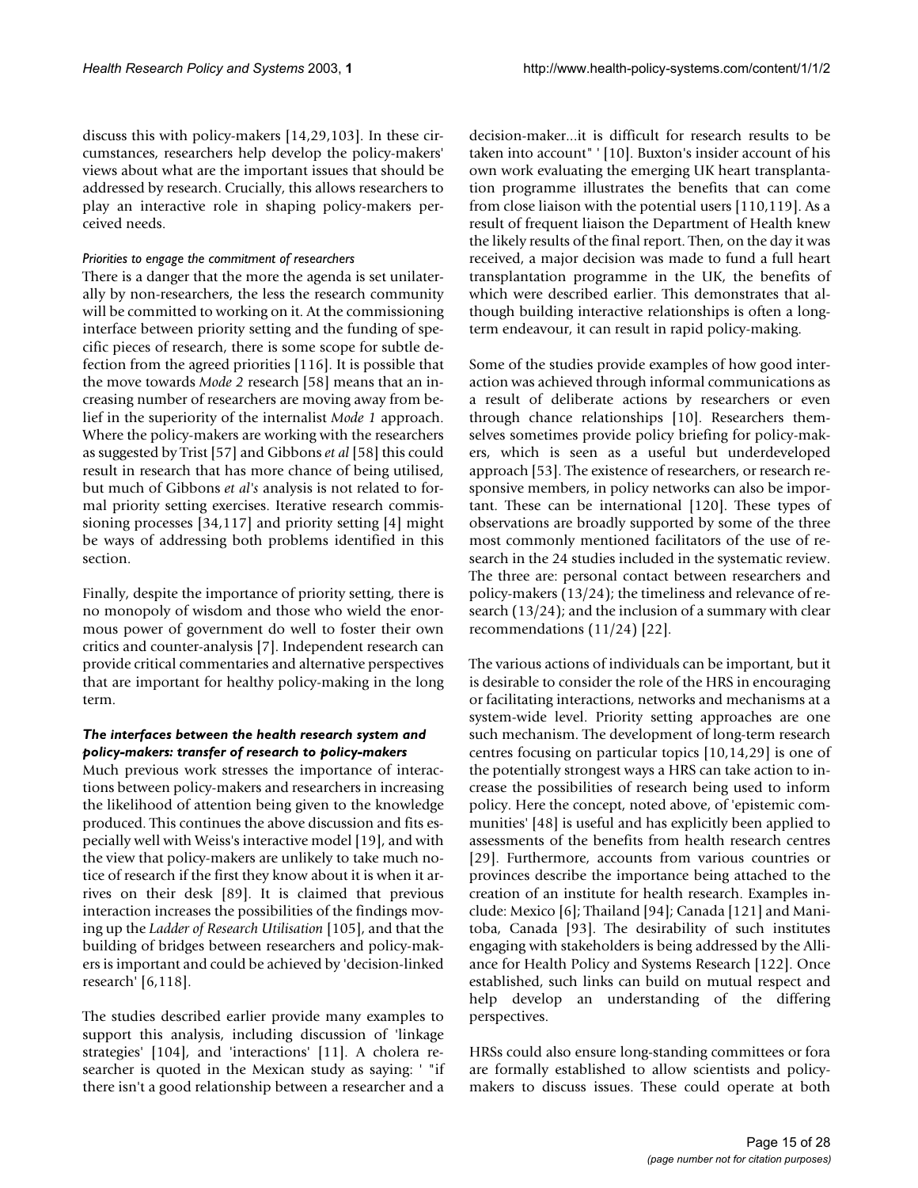discuss this with policy-makers [14,29,103]. In these circumstances, researchers help develop the policy-makers' views about what are the important issues that should be addressed by research. Crucially, this allows researchers to play an interactive role in shaping policy-makers perceived needs.

##### *Priorities to engage the commitment of researchers*

There is a danger that the more the agenda is set unilaterally by non-researchers, the less the research community will be committed to working on it. At the commissioning interface between priority setting and the funding of specific pieces of research, there is some scope for subtle defection from the agreed priorities [116]. It is possible that the move towards *Mode 2* research [58] means that an increasing number of researchers are moving away from belief in the superiority of the internalist *Mode 1* approach. Where the policy-makers are working with the researchers as suggested by Trist [57] and Gibbons *et al* [58] this could result in research that has more chance of being utilised, but much of Gibbons *et al's* analysis is not related to formal priority setting exercises. Iterative research commissioning processes [34,117] and priority setting [4] might be ways of addressing both problems identified in this section.

Finally, despite the importance of priority setting, there is no monopoly of wisdom and those who wield the enormous power of government do well to foster their own critics and counter-analysis [7]. Independent research can provide critical commentaries and alternative perspectives that are important for healthy policy-making in the long term.

#### *The interfaces between the health research system and policy-makers: transfer of research to policy-makers*

Much previous work stresses the importance of interactions between policy-makers and researchers in increasing the likelihood of attention being given to the knowledge produced. This continues the above discussion and fits especially well with Weiss's interactive model [19], and with the view that policy-makers are unlikely to take much notice of research if the first they know about it is when it arrives on their desk [89]. It is claimed that previous interaction increases the possibilities of the findings moving up the *Ladder of Research Utilisation* [105], and that the building of bridges between researchers and policy-makers is important and could be achieved by 'decision-linked research' [6,118].

The studies described earlier provide many examples to support this analysis, including discussion of 'linkage strategies' [104], and 'interactions' [11]. A cholera researcher is quoted in the Mexican study as saying: ' "if there isn't a good relationship between a researcher and a decision-maker...it is difficult for research results to be taken into account" ' [10]. Buxton's insider account of his own work evaluating the emerging UK heart transplantation programme illustrates the benefits that can come from close liaison with the potential users [110,119]. As a result of frequent liaison the Department of Health knew the likely results of the final report. Then, on the day it was received, a major decision was made to fund a full heart transplantation programme in the UK, the benefits of which were described earlier. This demonstrates that although building interactive relationships is often a long-term endeavour, it can result in rapid policy-making.

Some of the studies provide examples of how good interaction was achieved through informal communications as a result of deliberate actions by researchers or even through chance relationships [10]. Researchers themselves sometimes provide policy briefing for policy-makers, which is seen as a useful but underdeveloped approach [53]. The existence of researchers, or research responsive members, in policy networks can also be important. These can be international [120]. These types of observations are broadly supported by some of the three most commonly mentioned facilitators of the use of research in the 24 studies included in the systematic review. The three are: personal contact between researchers and policy-makers (13/24); the timeliness and relevance of research (13/24); and the inclusion of a summary with clear recommendations (11/24) [22].

The various actions of individuals can be important, but it is desirable to consider the role of the HRS in encouraging or facilitating interactions, networks and mechanisms at a system-wide level. Priority setting approaches are one such mechanism. The development of long-term research centres focusing on particular topics [10,14,29] is one of the potentially strongest ways a HRS can take action to increase the possibilities of research being used to inform policy. Here the concept, noted above, of 'epistemic communities' [48] is useful and has explicitly been applied to assessments of the benefits from health research centres [29]. Furthermore, accounts from various countries or provinces describe the importance being attached to the creation of an institute for health research. Examples include: Mexico [6]; Thailand [94]; Canada [121] and Manitoba, Canada [93]. The desirability of such institutes engaging with stakeholders is being addressed by the Alliance for Health Policy and Systems Research [122]. Once established, such links can build on mutual respect and help develop an understanding of the differing perspectives.

HRSs could also ensure long-standing committees or fora are formally established to allow scientists and policy-makers to discuss issues. These could operate at both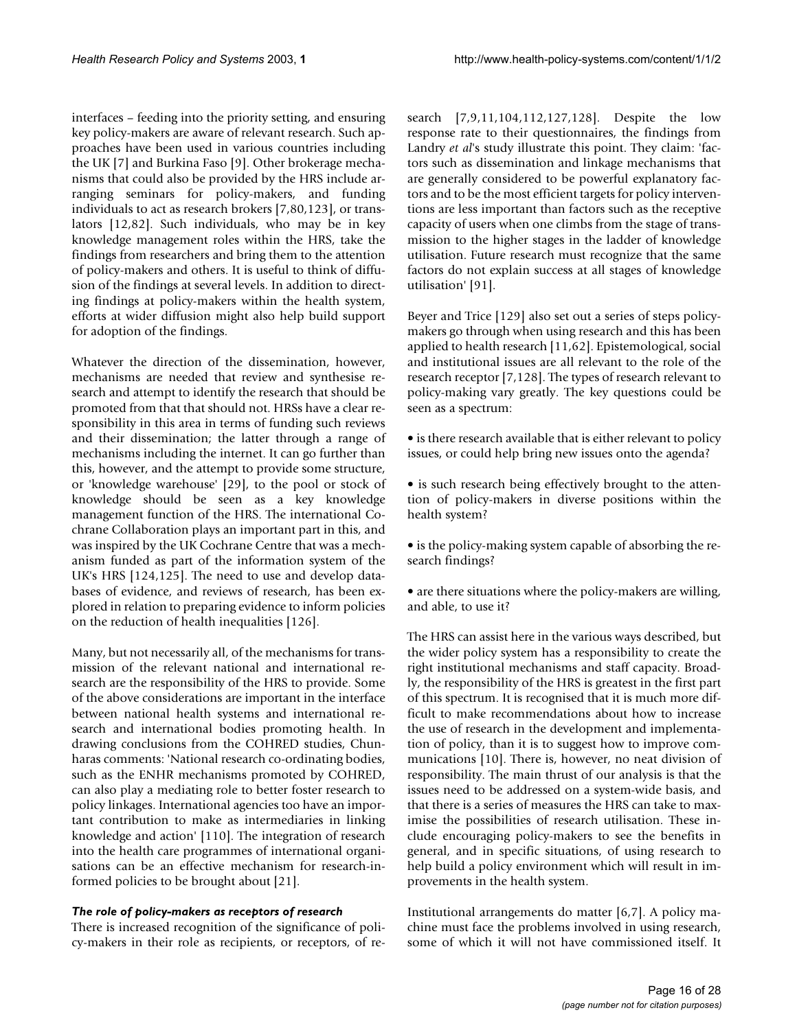interfaces – feeding into the priority setting, and ensuring key policy-makers are aware of relevant research. Such approaches have been used in various countries including the UK [7] and Burkina Faso [9]. Other brokerage mechanisms that could also be provided by the HRS include arranging seminars for policy-makers, and funding individuals to act as research brokers [7,80,123], or translators [12,82]. Such individuals, who may be in key knowledge management roles within the HRS, take the findings from researchers and bring them to the attention of policy-makers and others. It is useful to think of diffusion of the findings at several levels. In addition to directing findings at policy-makers within the health system, efforts at wider diffusion might also help build support for adoption of the findings.

Whatever the direction of the dissemination, however, mechanisms are needed that review and synthesise research and attempt to identify the research that should be promoted from that that should not. HRSs have a clear responsibility in this area in terms of funding such reviews and their dissemination; the latter through a range of mechanisms including the internet. It can go further than this, however, and the attempt to provide some structure, or 'knowledge warehouse' [29], to the pool or stock of knowledge should be seen as a key knowledge management function of the HRS. The international Cochrane Collaboration plays an important part in this, and was inspired by the UK Cochrane Centre that was a mechanism funded as part of the information system of the UK's HRS [124,125]. The need to use and develop databases of evidence, and reviews of research, has been explored in relation to preparing evidence to inform policies on the reduction of health inequalities [126].

Many, but not necessarily all, of the mechanisms for transmission of the relevant national and international research are the responsibility of the HRS to provide. Some of the above considerations are important in the interface between national health systems and international research and international bodies promoting health. In drawing conclusions from the COHRED studies, Chunharas comments: 'National research co-ordinating bodies, such as the ENHR mechanisms promoted by COHRED, can also play a mediating role to better foster research to policy linkages. International agencies too have an important contribution to make as intermediaries in linking knowledge and action' [110]. The integration of research into the health care programmes of international organisations can be an effective mechanism for research-informed policies to be brought about [21].

### *The role of policy-makers as receptors of research*

There is increased recognition of the significance of policy-makers in their role as recipients, or receptors, of research [7,9,11,104,112,127,128]. Despite the low response rate to their questionnaires, the findings from Landry *et al*'s study illustrate this point. They claim: 'factors such as dissemination and linkage mechanisms that are generally considered to be powerful explanatory factors and to be the most efficient targets for policy interventions are less important than factors such as the receptive capacity of users when one climbs from the stage of transmission to the higher stages in the ladder of knowledge utilisation. Future research must recognize that the same factors do not explain success at all stages of knowledge utilisation' [91].

Beyer and Trice [129] also set out a series of steps policy-makers go through when using research and this has been applied to health research [11,62]. Epistemological, social and institutional issues are all relevant to the role of the research receptor [7,128]. The types of research relevant to policy-making vary greatly. The key questions could be seen as a spectrum:

- is there research available that is either relevant to policy issues, or could help bring new issues onto the agenda?
- is such research being effectively brought to the attention of policy-makers in diverse positions within the health system?
- is the policy-making system capable of absorbing the research findings?
- are there situations where the policy-makers are willing, and able, to use it?

The HRS can assist here in the various ways described, but the wider policy system has a responsibility to create the right institutional mechanisms and staff capacity. Broadly, the responsibility of the HRS is greatest in the first part of this spectrum. It is recognised that it is much more difficult to make recommendations about how to increase the use of research in the development and implementation of policy, than it is to suggest how to improve communications [10]. There is, however, no neat division of responsibility. The main thrust of our analysis is that the issues need to be addressed on a system-wide basis, and that there is a series of measures the HRS can take to maximise the possibilities of research utilisation. These include encouraging policy-makers to see the benefits in general, and in specific situations, of using research to help build a policy environment which will result in improvements in the health system.

Institutional arrangements do matter [6,7]. A policy machine must face the problems involved in using research, some of which it will not have commissioned itself. It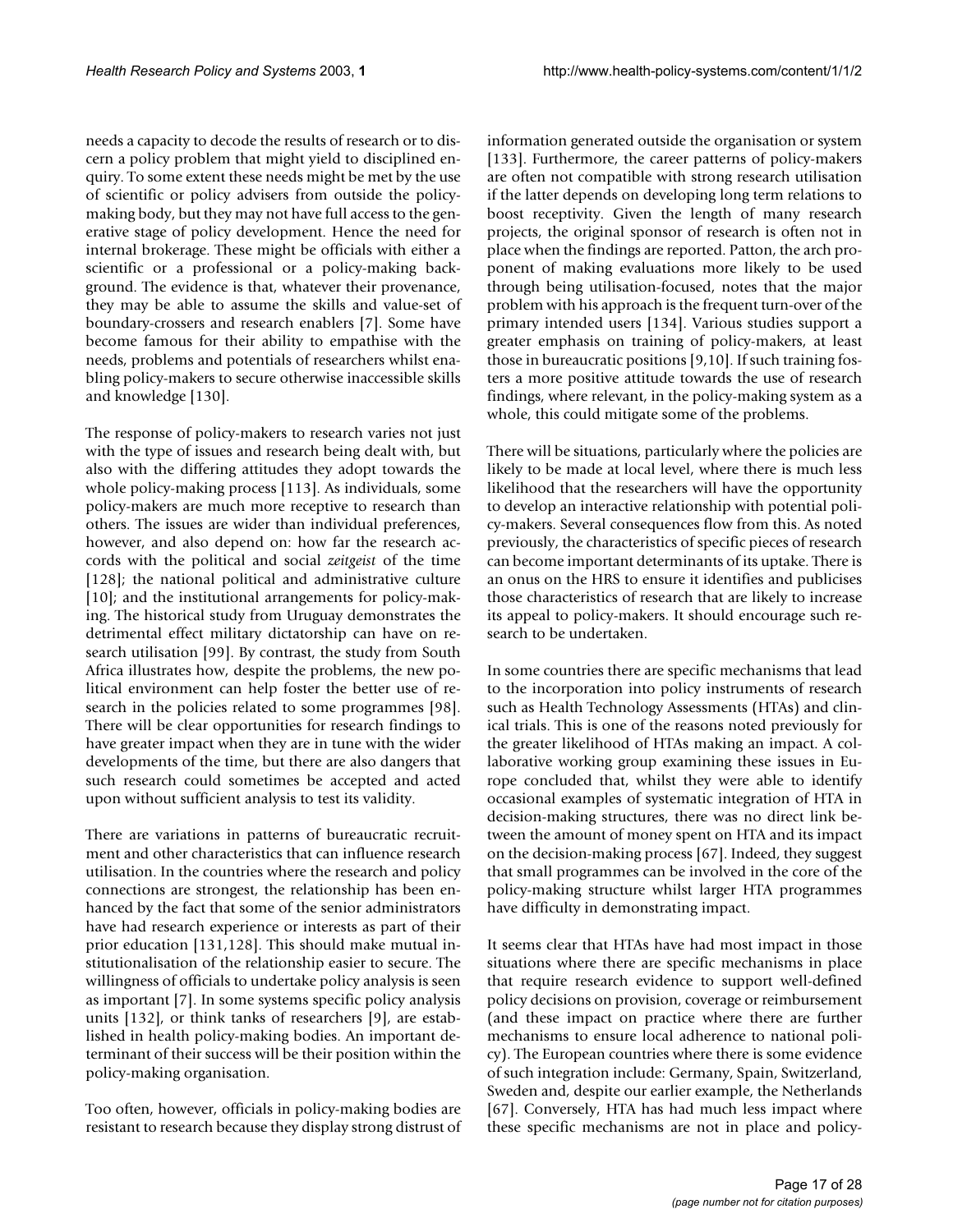needs a capacity to decode the results of research or to discern a policy problem that might yield to disciplined enquiry. To some extent these needs might be met by the use of scientific or policy advisers from outside the policy-making body, but they may not have full access to the generative stage of policy development. Hence the need for internal brokerage. These might be officials with either a scientific or a professional or a policy-making background. The evidence is that, whatever their provenance, they may be able to assume the skills and value-set of boundary-crossers and research enablers [7]. Some have become famous for their ability to empathise with the needs, problems and potentials of researchers whilst enabling policy-makers to secure otherwise inaccessible skills and knowledge [130].

The response of policy-makers to research varies not just with the type of issues and research being dealt with, but also with the differing attitudes they adopt towards the whole policy-making process [113]. As individuals, some policy-makers are much more receptive to research than others. The issues are wider than individual preferences, however, and also depend on: how far the research accords with the political and social *zeitgeist* of the time [128]; the national political and administrative culture [10]; and the institutional arrangements for policy-making. The historical study from Uruguay demonstrates the detrimental effect military dictatorship can have on research utilisation [99]. By contrast, the study from South Africa illustrates how, despite the problems, the new political environment can help foster the better use of research in the policies related to some programmes [98]. There will be clear opportunities for research findings to have greater impact when they are in tune with the wider developments of the time, but there are also dangers that such research could sometimes be accepted and acted upon without sufficient analysis to test its validity.

There are variations in patterns of bureaucratic recruitment and other characteristics that can influence research utilisation. In the countries where the research and policy connections are strongest, the relationship has been enhanced by the fact that some of the senior administrators have had research experience or interests as part of their prior education [131,128]. This should make mutual institutionalisation of the relationship easier to secure. The willingness of officials to undertake policy analysis is seen as important [7]. In some systems specific policy analysis units [132], or think tanks of researchers [9], are established in health policy-making bodies. An important determinant of their success will be their position within the policy-making organisation.

Too often, however, officials in policy-making bodies are resistant to research because they display strong distrust of information generated outside the organisation or system [133]. Furthermore, the career patterns of policy-makers are often not compatible with strong research utilisation if the latter depends on developing long term relations to boost receptivity. Given the length of many research projects, the original sponsor of research is often not in place when the findings are reported. Patton, the arch proponent of making evaluations more likely to be used through being utilisation-focused, notes that the major problem with his approach is the frequent turn-over of the primary intended users [134]. Various studies support a greater emphasis on training of policy-makers, at least those in bureaucratic positions [9,10]. If such training fosters a more positive attitude towards the use of research findings, where relevant, in the policy-making system as a whole, this could mitigate some of the problems.

There will be situations, particularly where the policies are likely to be made at local level, where there is much less likelihood that the researchers will have the opportunity to develop an interactive relationship with potential policy-makers. Several consequences flow from this. As noted previously, the characteristics of specific pieces of research can become important determinants of its uptake. There is an onus on the HRS to ensure it identifies and publicises those characteristics of research that are likely to increase its appeal to policy-makers. It should encourage such research to be undertaken.

In some countries there are specific mechanisms that lead to the incorporation into policy instruments of research such as Health Technology Assessments (HTAs) and clinical trials. This is one of the reasons noted previously for the greater likelihood of HTAs making an impact. A collaborative working group examining these issues in Europe concluded that, whilst they were able to identify occasional examples of systematic integration of HTA in decision-making structures, there was no direct link between the amount of money spent on HTA and its impact on the decision-making process [67]. Indeed, they suggest that small programmes can be involved in the core of the policy-making structure whilst larger HTA programmes have difficulty in demonstrating impact.

It seems clear that HTAs have had most impact in those situations where there are specific mechanisms in place that require research evidence to support well-defined policy decisions on provision, coverage or reimbursement (and these impact on practice where there are further mechanisms to ensure local adherence to national policy). The European countries where there is some evidence of such integration include: Germany, Spain, Switzerland, Sweden and, despite our earlier example, the Netherlands [67]. Conversely, HTA has had much less impact where these specific mechanisms are not in place and policy-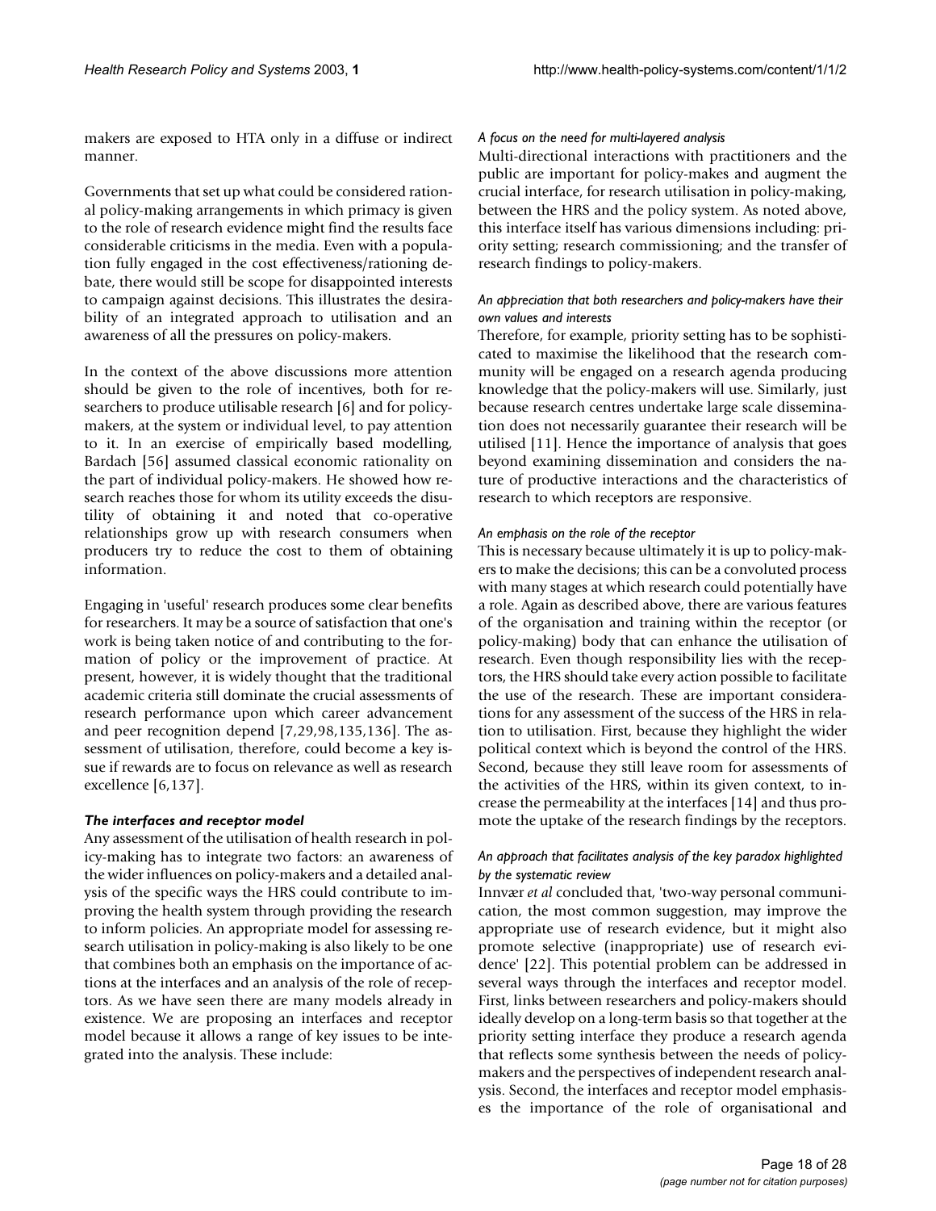makers are exposed to HTA only in a diffuse or indirect manner.

Governments that set up what could be considered rational policy-making arrangements in which primacy is given to the role of research evidence might find the results face considerable criticisms in the media. Even with a population fully engaged in the cost effectiveness/rationing debate, there would still be scope for disappointed interests to campaign against decisions. This illustrates the desirability of an integrated approach to utilisation and an awareness of all the pressures on policy-makers.

In the context of the above discussions more attention should be given to the role of incentives, both for researchers to produce utilisable research [6] and for policy-makers, at the system or individual level, to pay attention to it. In an exercise of empirically based modelling, Bardach [56] assumed classical economic rationality on the part of individual policy-makers. He showed how research reaches those for whom its utility exceeds the disutility of obtaining it and noted that co-operative relationships grow up with research consumers when producers try to reduce the cost to them of obtaining information.

Engaging in 'useful' research produces some clear benefits for researchers. It may be a source of satisfaction that one's work is being taken notice of and contributing to the formation of policy or the improvement of practice. At present, however, it is widely thought that the traditional academic criteria still dominate the crucial assessments of research performance upon which career advancement and peer recognition depend [7,29,98,135,136]. The assessment of utilisation, therefore, could become a key issue if rewards are to focus on relevance as well as research excellence [6,137].

### *The interfaces and receptor model*

Any assessment of the utilisation of health research in policy-making has to integrate two factors: an awareness of the wider influences on policy-makers and a detailed analysis of the specific ways the HRS could contribute to improving the health system through providing the research to inform policies. An appropriate model for assessing research utilisation in policy-making is also likely to be one that combines both an emphasis on the importance of actions at the interfaces and an analysis of the role of receptors. As we have seen there are many models already in existence. We are proposing an interfaces and receptor model because it allows a range of key issues to be integrated into the analysis. These include:

#### *A focus on the need for multi-layered analysis*

Multi-directional interactions with practitioners and the public are important for policy-makes and augment the crucial interface, for research utilisation in policy-making, between the HRS and the policy system. As noted above, this interface itself has various dimensions including: priority setting; research commissioning; and the transfer of research findings to policy-makers.

#### *An appreciation that both researchers and policy-makers have their own values and interests*

Therefore, for example, priority setting has to be sophisticated to maximise the likelihood that the research community will be engaged on a research agenda producing knowledge that the policy-makers will use. Similarly, just because research centres undertake large scale dissemination does not necessarily guarantee their research will be utilised [11]. Hence the importance of analysis that goes beyond examining dissemination and considers the nature of productive interactions and the characteristics of research to which receptors are responsive.

#### *An emphasis on the role of the receptor*

This is necessary because ultimately it is up to policy-makers to make the decisions; this can be a convoluted process with many stages at which research could potentially have a role. Again as described above, there are various features of the organisation and training within the receptor (or policy-making) body that can enhance the utilisation of research. Even though responsibility lies with the receptors, the HRS should take every action possible to facilitate the use of the research. These are important considerations for any assessment of the success of the HRS in relation to utilisation. First, because they highlight the wider political context which is beyond the control of the HRS. Second, because they still leave room for assessments of the activities of the HRS, within its given context, to increase the permeability at the interfaces [14] and thus promote the uptake of the research findings by the receptors.

#### *An approach that facilitates analysis of the key paradox highlighted by the systematic review*

Innvær *et al* concluded that, 'two-way personal communication, the most common suggestion, may improve the appropriate use of research evidence, but it might also promote selective (inappropriate) use of research evidence' [22]. This potential problem can be addressed in several ways through the interfaces and receptor model. First, links between researchers and policy-makers should ideally develop on a long-term basis so that together at the priority setting interface they produce a research agenda that reflects some synthesis between the needs of policy-makers and the perspectives of independent research analysis. Second, the interfaces and receptor model emphasises the importance of the role of organisational and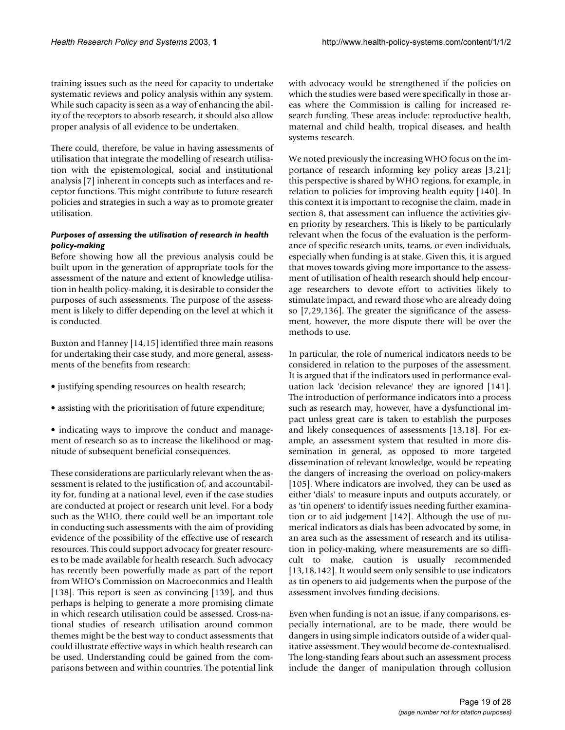training issues such as the need for capacity to undertake systematic reviews and policy analysis within any system. While such capacity is seen as a way of enhancing the ability of the receptors to absorb research, it should also allow proper analysis of all evidence to be undertaken.

There could, therefore, be value in having assessments of utilisation that integrate the modelling of research utilisation with the epistemological, social and institutional analysis [7] inherent in concepts such as interfaces and receptor functions. This might contribute to future research policies and strategies in such a way as to promote greater utilisation.

#### *Purposes of assessing the utilisation of research in health policy-making*

Before showing how all the previous analysis could be built upon in the generation of appropriate tools for the assessment of the nature and extent of knowledge utilisation in health policy-making, it is desirable to consider the purposes of such assessments. The purpose of the assessment is likely to differ depending on the level at which it is conducted.

Buxton and Hanney [14,15] identified three main reasons for undertaking their case study, and more general, assessments of the benefits from research:

- justifying spending resources on health research;
- assisting with the prioritisation of future expenditure;
- indicating ways to improve the conduct and management of research so as to increase the likelihood or magnitude of subsequent beneficial consequences.

These considerations are particularly relevant when the assessment is related to the justification of, and accountability for, funding at a national level, even if the case studies are conducted at project or research unit level. For a body such as the WHO, there could well be an important role in conducting such assessments with the aim of providing evidence of the possibility of the effective use of research resources. This could support advocacy for greater resources to be made available for health research. Such advocacy has recently been powerfully made as part of the report from WHO's Commission on Macroeconmics and Health [138]. This report is seen as convincing [139], and thus perhaps is helping to generate a more promising climate in which research utilisation could be assessed. Cross-national studies of research utilisation around common themes might be the best way to conduct assessments that could illustrate effective ways in which health research can be used. Understanding could be gained from the comparisons between and within countries. The potential link with advocacy would be strengthened if the policies on which the studies were based were specifically in those areas where the Commission is calling for increased research funding. These areas include: reproductive health, maternal and child health, tropical diseases, and health systems research.

We noted previously the increasing WHO focus on the importance of research informing key policy areas [3,21]; this perspective is shared by WHO regions, for example, in relation to policies for improving health equity [140]. In this context it is important to recognise the claim, made in section 8, that assessment can influence the activities given priority by researchers. This is likely to be particularly relevant when the focus of the evaluation is the performance of specific research units, teams, or even individuals, especially when funding is at stake. Given this, it is argued that moves towards giving more importance to the assessment of utilisation of health research should help encourage researchers to devote effort to activities likely to stimulate impact, and reward those who are already doing so [7,29,136]. The greater the significance of the assessment, however, the more dispute there will be over the methods to use.

In particular, the role of numerical indicators needs to be considered in relation to the purposes of the assessment. It is argued that if the indicators used in performance evaluation lack 'decision relevance' they are ignored [141]. The introduction of performance indicators into a process such as research may, however, have a dysfunctional impact unless great care is taken to establish the purposes and likely consequences of assessments [13,18]. For example, an assessment system that resulted in more dissemination in general, as opposed to more targeted dissemination of relevant knowledge, would be repeating the dangers of increasing the overload on policy-makers [105]. Where indicators are involved, they can be used as either 'dials' to measure inputs and outputs accurately, or as 'tin openers' to identify issues needing further examination or to aid judgement [142]. Although the use of numerical indicators as dials has been advocated by some, in an area such as the assessment of research and its utilisation in policy-making, where measurements are so difficult to make, caution is usually recommended [13,18,142]. It would seem only sensible to use indicators as tin openers to aid judgements when the purpose of the assessment involves funding decisions.

Even when funding is not an issue, if any comparisons, especially international, are to be made, there would be dangers in using simple indicators outside of a wider qualitative assessment. They would become de-contextualised. The long-standing fears about such an assessment process include the danger of manipulation through collusion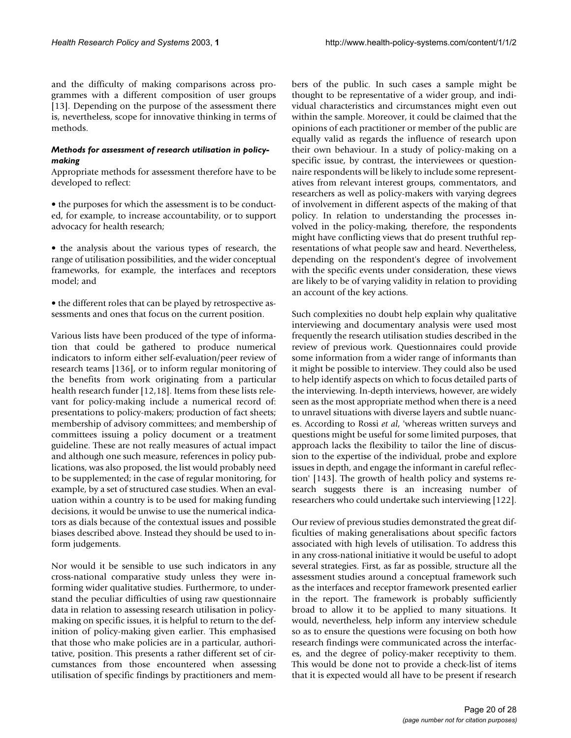and the difficulty of making comparisons across programmes with a different composition of user groups [13]. Depending on the purpose of the assessment there is, nevertheless, scope for innovative thinking in terms of methods.

### *Methods for assessment of research utilisation in policy-making*

Appropriate methods for assessment therefore have to be developed to reflect:

• the purposes for which the assessment is to be conducted, for example, to increase accountability, or to support advocacy for health research;

• the analysis about the various types of research, the range of utilisation possibilities, and the wider conceptual frameworks, for example, the interfaces and receptors model; and

• the different roles that can be played by retrospective assessments and ones that focus on the current position.

Various lists have been produced of the type of information that could be gathered to produce numerical indicators to inform either self-evaluation/peer review of research teams [136], or to inform regular monitoring of the benefits from work originating from a particular health research funder [12,18]. Items from these lists relevant for policy-making include a numerical record of: presentations to policy-makers; production of fact sheets; membership of advisory committees; and membership of committees issuing a policy document or a treatment guideline. These are not really measures of actual impact and although one such measure, references in policy publications, was also proposed, the list would probably need to be supplemented; in the case of regular monitoring, for example, by a set of structured case studies. When an evaluation within a country is to be used for making funding decisions, it would be unwise to use the numerical indicators as dials because of the contextual issues and possible biases described above. Instead they should be used to inform judgements.

Nor would it be sensible to use such indicators in any cross-national comparative study unless they were informing wider qualitative studies. Furthermore, to understand the peculiar difficulties of using raw questionnaire data in relation to assessing research utilisation in policy-making on specific issues, it is helpful to return to the definition of policy-making given earlier. This emphasised that those who make policies are in a particular, authoritative, position. This presents a rather different set of circumstances from those encountered when assessing utilisation of specific findings by practitioners and members of the public. In such cases a sample might be thought to be representative of a wider group, and individual characteristics and circumstances might even out within the sample. Moreover, it could be claimed that the opinions of each practitioner or member of the public are equally valid as regards the influence of research upon their own behaviour. In a study of policy-making on a specific issue, by contrast, the interviewees or questionnaire respondents will be likely to include some representatives from relevant interest groups, commentators, and researchers as well as policy-makers with varying degrees of involvement in different aspects of the making of that policy. In relation to understanding the processes involved in the policy-making, therefore, the respondents might have conflicting views that do present truthful representations of what people saw and heard. Nevertheless, depending on the respondent's degree of involvement with the specific events under consideration, these views are likely to be of varying validity in relation to providing an account of the key actions.

Such complexities no doubt help explain why qualitative interviewing and documentary analysis were used most frequently the research utilisation studies described in the review of previous work. Questionnaires could provide some information from a wider range of informants than it might be possible to interview. They could also be used to help identify aspects on which to focus detailed parts of the interviewing. In-depth interviews, however, are widely seen as the most appropriate method when there is a need to unravel situations with diverse layers and subtle nuances. According to Rossi *et al*, 'whereas written surveys and questions might be useful for some limited purposes, that approach lacks the flexibility to tailor the line of discussion to the expertise of the individual, probe and explore issues in depth, and engage the informant in careful reflection' [143]. The growth of health policy and systems research suggests there is an increasing number of researchers who could undertake such interviewing [122].

Our review of previous studies demonstrated the great difficulties of making generalisations about specific factors associated with high levels of utilisation. To address this in any cross-national initiative it would be useful to adopt several strategies. First, as far as possible, structure all the assessment studies around a conceptual framework such as the interfaces and receptor framework presented earlier in the report. The framework is probably sufficiently broad to allow it to be applied to many situations. It would, nevertheless, help inform any interview schedule so as to ensure the questions were focusing on both how research findings were communicated across the interfaces, and the degree of policy-maker receptivity to them. This would be done not to provide a check-list of items that it is expected would all have to be present if research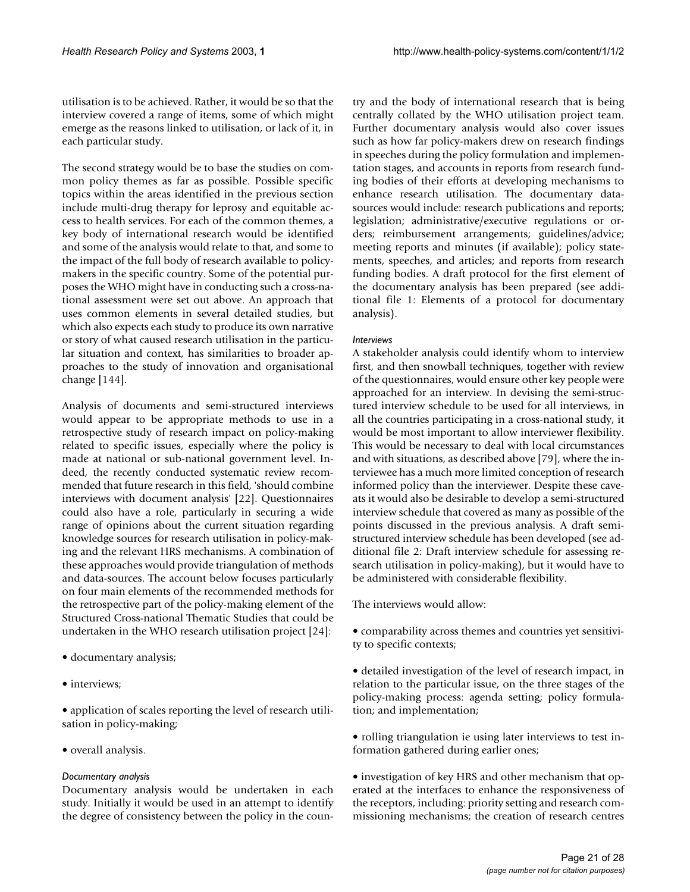utilisation is to be achieved. Rather, it would be so that the interview covered a range of items, some of which might emerge as the reasons linked to utilisation, or lack of it, in each particular study.

The second strategy would be to base the studies on common policy themes as far as possible. Possible specific topics within the areas identified in the previous section include multi-drug therapy for leprosy and equitable access to health services. For each of the common themes, a key body of international research would be identified and some of the analysis would relate to that, and some to the impact of the full body of research available to policy-makers in the specific country. Some of the potential purposes the WHO might have in conducting such a cross-national assessment were set out above. An approach that uses common elements in several detailed studies, but which also expects each study to produce its own narrative or story of what caused research utilisation in the particular situation and context, has similarities to broader approaches to the study of innovation and organisational change [144].

Analysis of documents and semi-structured interviews would appear to be appropriate methods to use in a retrospective study of research impact on policy-making related to specific issues, especially where the policy is made at national or sub-national government level. Indeed, the recently conducted systematic review recommended that future research in this field, 'should combine interviews with document analysis' [22]. Questionnaires could also have a role, particularly in securing a wide range of opinions about the current situation regarding knowledge sources for research utilisation in policy-making and the relevant HRS mechanisms. A combination of these approaches would provide triangulation of methods and data-sources. The account below focuses particularly on four main elements of the recommended methods for the retrospective part of the policy-making element of the Structured Cross-national Thematic Studies that could be undertaken in the WHO research utilisation project [24]:

- documentary analysis;
- interviews;
- application of scales reporting the level of research utilisation in policy-making;
- overall analysis.

#### *Documentary analysis*

Documentary analysis would be undertaken in each study. Initially it would be used in an attempt to identify the degree of consistency between the policy in the country and the body of international research that is being centrally collated by the WHO utilisation project team. Further documentary analysis would also cover issues such as how far policy-makers drew on research findings in speeches during the policy formulation and implementation stages, and accounts in reports from research funding bodies of their efforts at developing mechanisms to enhance research utilisation. The documentary data-sources would include: research publications and reports; legislation; administrative/executive regulations or orders; reimbursement arrangements; guidelines/advice; meeting reports and minutes (if available); policy statements, speeches, and articles; and reports from research funding bodies. A draft protocol for the first element of the documentary analysis has been prepared (see additional file 1: Elements of a protocol for documentary analysis).

#### *Interviews*

A stakeholder analysis could identify whom to interview first, and then snowball techniques, together with review of the questionnaires, would ensure other key people were approached for an interview. In devising the semi-structured interview schedule to be used for all interviews, in all the countries participating in a cross-national study, it would be most important to allow interviewer flexibility. This would be necessary to deal with local circumstances and with situations, as described above [79], where the interviewee has a much more limited conception of research informed policy than the interviewer. Despite these caveats it would also be desirable to develop a semi-structured interview schedule that covered as many as possible of the points discussed in the previous analysis. A draft semi-structured interview schedule has been developed (see additional file 2: Draft interview schedule for assessing research utilisation in policy-making), but it would have to be administered with considerable flexibility.

The interviews would allow:

- comparability across themes and countries yet sensitivity to specific contexts;
- detailed investigation of the level of research impact, in relation to the particular issue, on the three stages of the policy-making process: agenda setting; policy formulation; and implementation;
- rolling triangulation ie using later interviews to test information gathered during earlier ones;
- investigation of key HRS and other mechanism that operated at the interfaces to enhance the responsiveness of the receptors, including: priority setting and research commissioning mechanisms; the creation of research centres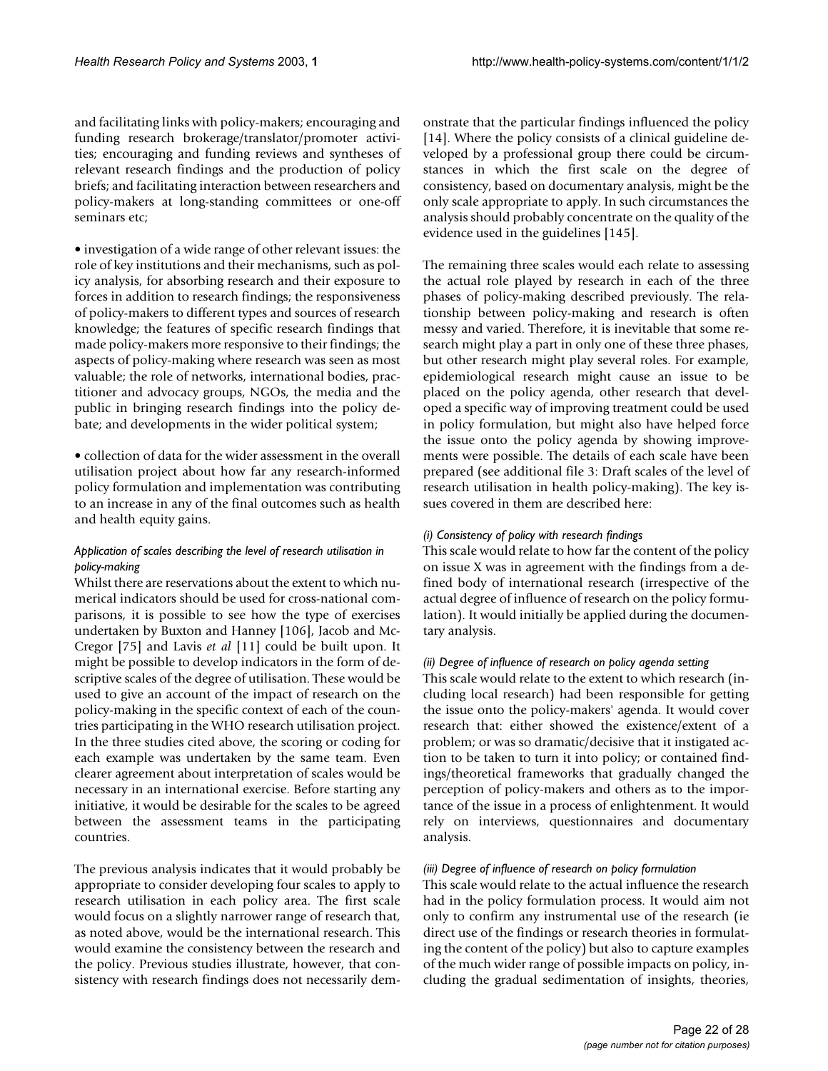and facilitating links with policy-makers; encouraging and funding research brokerage/translator/promoter activities; encouraging and funding reviews and syntheses of relevant research findings and the production of policy briefs; and facilitating interaction between researchers and policy-makers at long-standing committees or one-off seminars etc;

• investigation of a wide range of other relevant issues: the role of key institutions and their mechanisms, such as policy analysis, for absorbing research and their exposure to forces in addition to research findings; the responsiveness of policy-makers to different types and sources of research knowledge; the features of specific research findings that made policy-makers more responsive to their findings; the aspects of policy-making where research was seen as most valuable; the role of networks, international bodies, practitioner and advocacy groups, NGOs, the media and the public in bringing research findings into the policy debate; and developments in the wider political system;

• collection of data for the wider assessment in the overall utilisation project about how far any research-informed policy formulation and implementation was contributing to an increase in any of the final outcomes such as health and health equity gains.

#### *Application of scales describing the level of research utilisation in policy-making*

Whilst there are reservations about the extent to which numerical indicators should be used for cross-national comparisons, it is possible to see how the type of exercises undertaken by Buxton and Hanney [106], Jacob and McGregor [75] and Lavis *et al* [11] could be built upon. It might be possible to develop indicators in the form of descriptive scales of the degree of utilisation. These would be used to give an account of the impact of research on the policy-making in the specific context of each of the countries participating in the WHO research utilisation project. In the three studies cited above, the scoring or coding for each example was undertaken by the same team. Even clearer agreement about interpretation of scales would be necessary in an international exercise. Before starting any initiative, it would be desirable for the scales to be agreed between the assessment teams in the participating countries.

The previous analysis indicates that it would probably be appropriate to consider developing four scales to apply to research utilisation in each policy area. The first scale would focus on a slightly narrower range of research that, as noted above, would be the international research. This would examine the consistency between the research and the policy. Previous studies illustrate, however, that consistency with research findings does not necessarily demonstrate that the particular findings influenced the policy [14]. Where the policy consists of a clinical guideline developed by a professional group there could be circumstances in which the first scale on the degree of consistency, based on documentary analysis, might be the only scale appropriate to apply. In such circumstances the analysis should probably concentrate on the quality of the evidence used in the guidelines [145].

The remaining three scales would each relate to assessing the actual role played by research in each of the three phases of policy-making described previously. The relationship between policy-making and research is often messy and varied. Therefore, it is inevitable that some research might play a part in only one of these three phases, but other research might play several roles. For example, epidemiological research might cause an issue to be placed on the policy agenda, other research that developed a specific way of improving treatment could be used in policy formulation, but might also have helped force the issue onto the policy agenda by showing improvements were possible. The details of each scale have been prepared (see additional file 3: Draft scales of the level of research utilisation in health policy-making). The key issues covered in them are described here:

##### *(i) Consistency of policy with research findings*

This scale would relate to how far the content of the policy on issue X was in agreement with the findings from a defined body of international research (irrespective of the actual degree of influence of research on the policy formulation). It would initially be applied during the documentary analysis.

##### *(ii) Degree of influence of research on policy agenda setting*

This scale would relate to the extent to which research (including local research) had been responsible for getting the issue onto the policy-makers' agenda. It would cover research that: either showed the existence/extent of a problem; or was so dramatic/decisive that it instigated action to be taken to turn it into policy; or contained findings/theoretical frameworks that gradually changed the perception of policy-makers and others as to the importance of the issue in a process of enlightenment. It would rely on interviews, questionnaires and documentary analysis.

##### *(iii) Degree of influence of research on policy formulation*

This scale would relate to the actual influence the research had in the policy formulation process. It would aim not only to confirm any instrumental use of the research (ie direct use of the findings or research theories in formulating the content of the policy) but also to capture examples of the much wider range of possible impacts on policy, including the gradual sedimentation of insights, theories,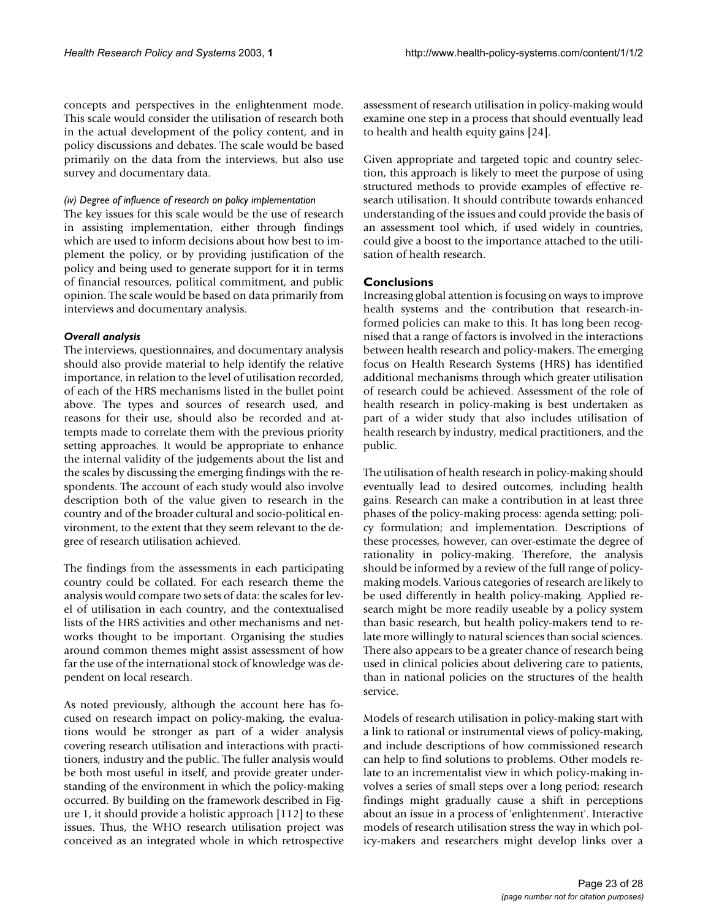concepts and perspectives in the enlightenment mode. This scale would consider the utilisation of research both in the actual development of the policy content, and in policy discussions and debates. The scale would be based primarily on the data from the interviews, but also use survey and documentary data.

*(iv) Degree of influence of research on policy implementation*

The key issues for this scale would be the use of research in assisting implementation, either through findings which are used to inform decisions about how best to implement the policy, or by providing justification of the policy and being used to generate support for it in terms of financial resources, political commitment, and public opinion. The scale would be based on data primarily from interviews and documentary analysis.

### *Overall analysis*

The interviews, questionnaires, and documentary analysis should also provide material to help identify the relative importance, in relation to the level of utilisation recorded, of each of the HRS mechanisms listed in the bullet point above. The types and sources of research used, and reasons for their use, should also be recorded and attempts made to correlate them with the previous priority setting approaches. It would be appropriate to enhance the internal validity of the judgements about the list and the scales by discussing the emerging findings with the respondents. The account of each study would also involve description both of the value given to research in the country and of the broader cultural and socio-political environment, to the extent that they seem relevant to the degree of research utilisation achieved.

The findings from the assessments in each participating country could be collated. For each research theme the analysis would compare two sets of data: the scales for level of utilisation in each country, and the contextualised lists of the HRS activities and other mechanisms and networks thought to be important. Organising the studies around common themes might assist assessment of how far the use of the international stock of knowledge was dependent on local research.

As noted previously, although the account here has focused on research impact on policy-making, the evaluations would be stronger as part of a wider analysis covering research utilisation and interactions with practitioners, industry and the public. The fuller analysis would be both most useful in itself, and provide greater understanding of the environment in which the policy-making occurred. By building on the framework described in Figure 1, it should provide a holistic approach [112] to these issues. Thus, the WHO research utilisation project was conceived as an integrated whole in which retrospective assessment of research utilisation in policy-making would examine one step in a process that should eventually lead to health and health equity gains [24].

Given appropriate and targeted topic and country selection, this approach is likely to meet the purpose of using structured methods to provide examples of effective research utilisation. It should contribute towards enhanced understanding of the issues and could provide the basis of an assessment tool which, if used widely in countries, could give a boost to the importance attached to the utilisation of health research.

## Conclusions

Increasing global attention is focusing on ways to improve health systems and the contribution that research-informed policies can make to this. It has long been recognised that a range of factors is involved in the interactions between health research and policy-makers. The emerging focus on Health Research Systems (HRS) has identified additional mechanisms through which greater utilisation of research could be achieved. Assessment of the role of health research in policy-making is best undertaken as part of a wider study that also includes utilisation of health research by industry, medical practitioners, and the public.

The utilisation of health research in policy-making should eventually lead to desired outcomes, including health gains. Research can make a contribution in at least three phases of the policy-making process: agenda setting; policy formulation; and implementation. Descriptions of these processes, however, can over-estimate the degree of rationality in policy-making. Therefore, the analysis should be informed by a review of the full range of policy-making models. Various categories of research are likely to be used differently in health policy-making. Applied research might be more readily useable by a policy system than basic research, but health policy-makers tend to relate more willingly to natural sciences than social sciences. There also appears to be a greater chance of research being used in clinical policies about delivering care to patients, than in national policies on the structures of the health service.

Models of research utilisation in policy-making start with a link to rational or instrumental views of policy-making, and include descriptions of how commissioned research can help to find solutions to problems. Other models relate to an incrementalist view in which policy-making involves a series of small steps over a long period; research findings might gradually cause a shift in perceptions about an issue in a process of 'enlightenment'. Interactive models of research utilisation stress the way in which policy-makers and researchers might develop links over a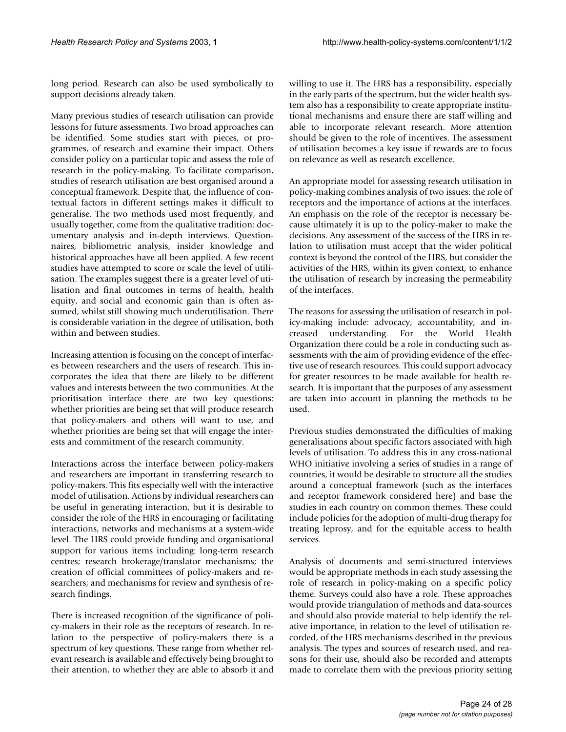long period. Research can also be used symbolically to support decisions already taken.

Many previous studies of research utilisation can provide lessons for future assessments. Two broad approaches can be identified. Some studies start with pieces, or programmes, of research and examine their impact. Others consider policy on a particular topic and assess the role of research in the policy-making. To facilitate comparison, studies of research utilisation are best organised around a conceptual framework. Despite that, the influence of contextual factors in different settings makes it difficult to generalise. The two methods used most frequently, and usually together, come from the qualitative tradition: documentary analysis and in-depth interviews. Questionnaires, bibliometric analysis, insider knowledge and historical approaches have all been applied. A few recent studies have attempted to score or scale the level of utilisation. The examples suggest there is a greater level of utilisation and final outcomes in terms of health, health equity, and social and economic gain than is often assumed, whilst still showing much underutilisation. There is considerable variation in the degree of utilisation, both within and between studies.

Increasing attention is focusing on the concept of interfaces between researchers and the users of research. This incorporates the idea that there are likely to be different values and interests between the two communities. At the prioritisation interface there are two key questions: whether priorities are being set that will produce research that policy-makers and others will want to use, and whether priorities are being set that will engage the interests and commitment of the research community.

Interactions across the interface between policy-makers and researchers are important in transferring research to policy-makers. This fits especially well with the interactive model of utilisation. Actions by individual researchers can be useful in generating interaction, but it is desirable to consider the role of the HRS in encouraging or facilitating interactions, networks and mechanisms at a system-wide level. The HRS could provide funding and organisational support for various items including: long-term research centres; research brokerage/translator mechanisms; the creation of official committees of policy-makers and researchers; and mechanisms for review and synthesis of research findings.

There is increased recognition of the significance of policy-makers in their role as the receptors of research. In relation to the perspective of policy-makers there is a spectrum of key questions. These range from whether relevant research is available and effectively being brought to their attention, to whether they are able to absorb it and willing to use it. The HRS has a responsibility, especially in the early parts of the spectrum, but the wider health system also has a responsibility to create appropriate institutional mechanisms and ensure there are staff willing and able to incorporate relevant research. More attention should be given to the role of incentives. The assessment of utilisation becomes a key issue if rewards are to focus on relevance as well as research excellence.

An appropriate model for assessing research utilisation in policy-making combines analysis of two issues: the role of receptors and the importance of actions at the interfaces. An emphasis on the role of the receptor is necessary because ultimately it is up to the policy-maker to make the decisions. Any assessment of the success of the HRS in relation to utilisation must accept that the wider political context is beyond the control of the HRS, but consider the activities of the HRS, within its given context, to enhance the utilisation of research by increasing the permeability of the interfaces.

The reasons for assessing the utilisation of research in policy-making include: advocacy, accountability, and increased understanding. For the World Health Organization there could be a role in conducting such assessments with the aim of providing evidence of the effective use of research resources. This could support advocacy for greater resources to be made available for health research. It is important that the purposes of any assessment are taken into account in planning the methods to be used.

Previous studies demonstrated the difficulties of making generalisations about specific factors associated with high levels of utilisation. To address this in any cross-national WHO initiative involving a series of studies in a range of countries, it would be desirable to structure all the studies around a conceptual framework (such as the interfaces and receptor framework considered here) and base the studies in each country on common themes. These could include policies for the adoption of multi-drug therapy for treating leprosy, and for the equitable access to health services.

Analysis of documents and semi-structured interviews would be appropriate methods in each study assessing the role of research in policy-making on a specific policy theme. Surveys could also have a role. These approaches would provide triangulation of methods and data-sources and should also provide material to help identify the relative importance, in relation to the level of utilisation recorded, of the HRS mechanisms described in the previous analysis. The types and sources of research used, and reasons for their use, should also be recorded and attempts made to correlate them with the previous priority setting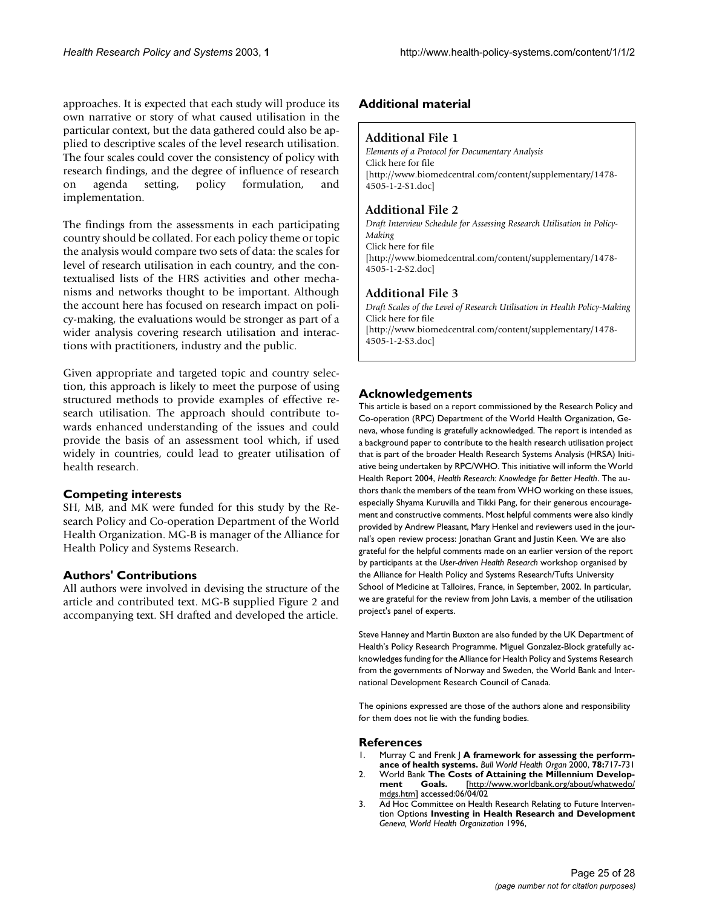approaches. It is expected that each study will produce its own narrative or story of what caused utilisation in the particular context, but the data gathered could also be applied to descriptive scales of the level research utilisation. The four scales could cover the consistency of policy with research findings, and the degree of influence of research on agenda setting, policy formulation, and implementation.

The findings from the assessments in each participating country should be collated. For each policy theme or topic the analysis would compare two sets of data: the scales for level of research utilisation in each country, and the contextualised lists of the HRS activities and other mechanisms and networks thought to be important. Although the account here has focused on research impact on policy-making, the evaluations would be stronger as part of a wider analysis covering research utilisation and interactions with practitioners, industry and the public.

Given appropriate and targeted topic and country selection, this approach is likely to meet the purpose of using structured methods to provide examples of effective research utilisation. The approach should contribute towards enhanced understanding of the issues and could provide the basis of an assessment tool which, if used widely in countries, could lead to greater utilisation of health research.

## Competing interests

SH, MB, and MK were funded for this study by the Research Policy and Co-operation Department of the World Health Organization. MG-B is manager of the Alliance for Health Policy and Systems Research.

## Authors' Contributions

All authors were involved in devising the structure of the article and contributed text. MG-B supplied Figure 2 and accompanying text. SH drafted and developed the article.

## Additional material

### Additional File 1

*Elements of a Protocol for Documentary Analysis*
Click here for file
[http://www.biomedcentral.com/content/supplementary/1478-4505-1-2-S1.doc]

### Additional File 2

*Draft Interview Schedule for Assessing Research Utilisation in Policy-Making*
Click here for file
[http://www.biomedcentral.com/content/supplementary/1478-4505-1-2-S2.doc]

### Additional File 3

*Draft Scales of the Level of Research Utilisation in Health Policy-Making*
Click here for file
[http://www.biomedcentral.com/content/supplementary/1478-4505-1-2-S3.doc]

## Acknowledgements

This article is based on a report commissioned by the Research Policy and Co-operation (RPC) Department of the World Health Organization, Geneva, whose funding is gratefully acknowledged. The report is intended as a background paper to contribute to the health research utilisation project that is part of the broader Health Research Systems Analysis (HRSA) Initiative being undertaken by RPC/WHO. This initiative will inform the World Health Report 2004, *Health Research: Knowledge for Better Health*. The authors thank the members of the team from WHO working on these issues, especially Shyama Kuruvilla and Tikki Pang, for their generous encouragement and constructive comments. Most helpful comments were also kindly provided by Andrew Pleasant, Mary Henkel and reviewers used in the journal's open review process: Jonathan Grant and Justin Keen. We are also grateful for the helpful comments made on an earlier version of the report by participants at the *User-driven Health Research* workshop organised by the Alliance for Health Policy and Systems Research/Tufts University School of Medicine at Talloires, France, in September, 2002. In particular, we are grateful for the review from John Lavis, a member of the utilisation project's panel of experts.

Steve Hanney and Martin Buxton are also funded by the UK Department of Health's Policy Research Programme. Miguel Gonzalez-Block gratefully acknowledges funding for the Alliance for Health Policy and Systems Research from the governments of Norway and Sweden, the World Bank and International Development Research Council of Canada.

The opinions expressed are those of the authors alone and responsibility for them does not lie with the funding bodies.

## References

1. Murray C and Frenk J **A framework for assessing the performance of health systems.** *Bull World Health Organ* 2000, **78:**717-731
2. World Bank **The Costs of Attaining the Millennium Development Goals.** [http://www.worldbank.org/about/whatwedo/mdgs.htm] accessed:06/04/02
3. Ad Hoc Committee on Health Research Relating to Future Intervention Options **Investing in Health Research and Development** *Geneva, World Health Organization* 1996,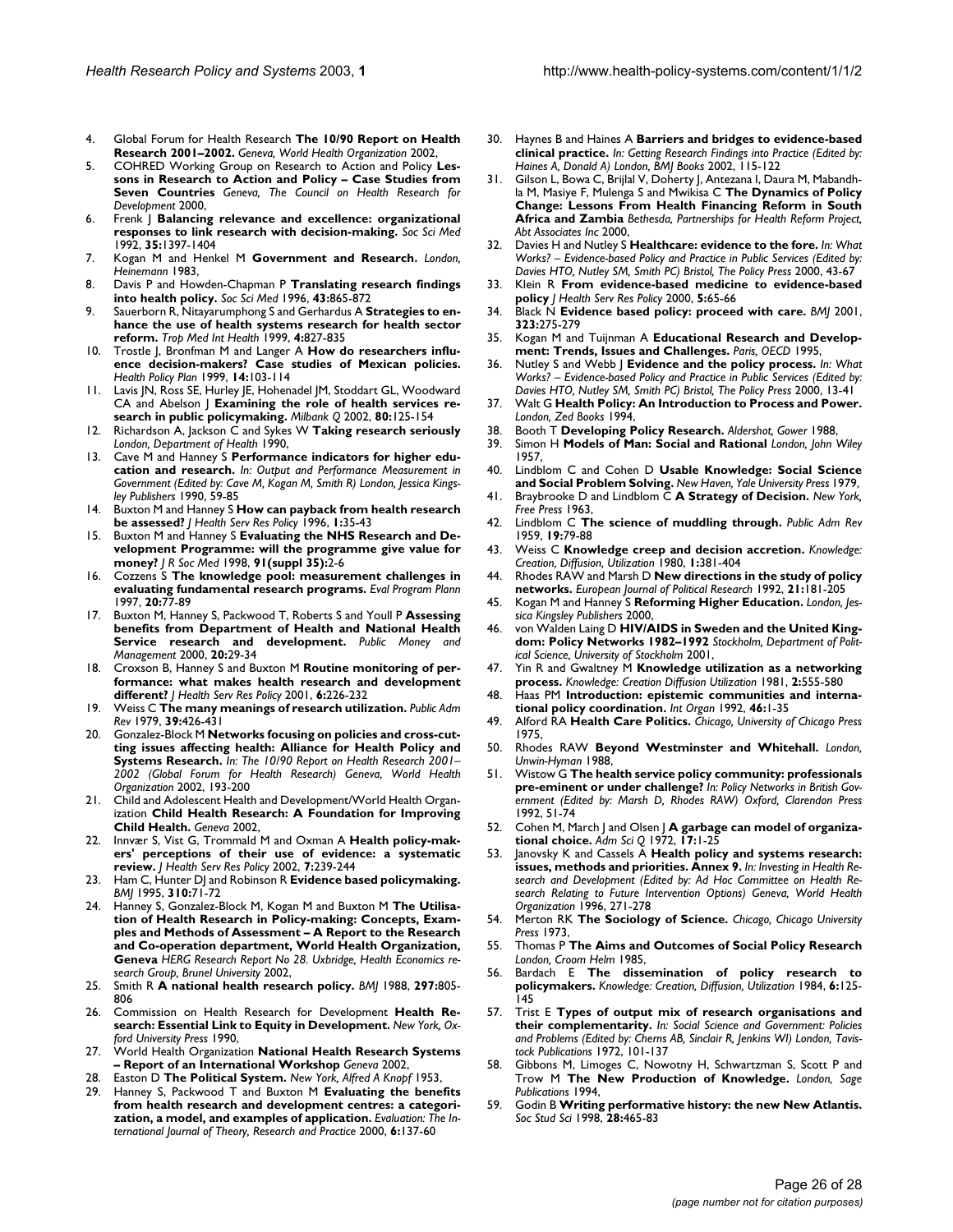4. Global Forum for Health Research **The 10/90 Report on Health Research 2001–2002.** *Geneva, World Health Organization* 2002,
5. COHRED Working Group on Research to Action and Policy **Lessons in Research to Action and Policy – Case Studies from Seven Countries** *Geneva, The Council on Health Research for Development* 2000,
6. Frenk J **Balancing relevance and excellence: organizational responses to link research with decision-making.** *Soc Sci Med* 1992, **35:**1397-1404
7. Kogan M and Henkel M **Government and Research.** *London, Heinemann* 1983,
8. Davis P and Howden-Chapman P **Translating research findings into health policy.** *Soc Sci Med* 1996, **43:**865-872
9. Sauerborn R, Nitayarumphong S and Gerhardus A **Strategies to enhance the use of health systems research for health sector reform.** *Trop Med Int Health* 1999, **4:**827-835
10. Trostle J, Bronfman M and Langer A **How do researchers influence decision-makers? Case studies of Mexican policies.** *Health Policy Plan* 1999, **14:**103-114
11. Lavis JN, Ross SE, Hurley JE, Hohenadel JM, Stoddart GL, Woodward CA and Abelson J **Examining the role of health services research in public policymaking.** *Milbank Q* 2002, **80:**125-154
12. Richardson A, Jackson C and Sykes W **Taking research seriously** *London, Department of Health* 1990,
13. Cave M and Hanney S **Performance indicators for higher education and research.** *In: Output and Performance Measurement in Government (Edited by: Cave M, Kogan M, Smith R) London, Jessica Kingsley Publishers* 1990, 59-85
14. Buxton M and Hanney S **How can payback from health research be assessed?** *J Health Serv Res Policy* 1996, **1:**35-43
15. Buxton M and Hanney S **Evaluating the NHS Research and Development Programme: will the programme give value for money?** *J R Soc Med* 1998, **91(suppl 35):**2-6
16. Cozzens S **The knowledge pool: measurement challenges in evaluating fundamental research programs.** *Eval Program Plann* 1997, **20:**77-89
17. Buxton M, Hanney S, Packwood T, Roberts S and Youll P **Assessing benefits from Department of Health and National Health Service research and development.** *Public Money and Management* 2000, **20:**29-34
18. Croxson B, Hanney S and Buxton M **Routine monitoring of performance: what makes health research and development different?** *J Health Serv Res Policy* 2001, **6:**226-232
19. Weiss C **The many meanings of research utilization.** *Public Adm Rev* 1979, **39:**426-431
20. Gonzalez-Block M **Networks focusing on policies and cross-cutting issues affecting health: Alliance for Health Policy and Systems Research.** *In: The 10/90 Report on Health Research 2001–2002 (Global Forum for Health Research) Geneva, World Health Organization* 2002, 193-200
21. Child and Adolescent Health and Development/World Health Organization **Child Health Research: A Foundation for Improving Child Health.** *Geneva* 2002,
22. Innvær S, Vist G, Trommald M and Oxman A **Health policy-makers' perceptions of their use of evidence: a systematic review.** *J Health Serv Res Policy* 2002, **7:**239-244
23. Ham C, Hunter DJ and Robinson R **Evidence based policymaking.** *BMJ* 1995, **310:**71-72
24. Hanney S, Gonzalez-Block M, Kogan M and Buxton M **The Utilisation of Health Research in Policy-making: Concepts, Examples and Methods of Assessment – A Report to the Research and Co-operation department, World Health Organization, Geneva** *HERG Research Report No 28. Uxbridge, Health Economics research Group, Brunel University* 2002,
25. Smith R **A national health research policy.** *BMJ* 1988, **297:**805-806
26. Commission on Health Research for Development **Health Research: Essential Link to Equity in Development.** *New York, Oxford University Press* 1990,
27. World Health Organization **National Health Research Systems – Report of an International Workshop** *Geneva* 2002,
28. Easton D **The Political System.** *New York, Alfred A Knopf* 1953,
29. Hanney S, Packwood T and Buxton M **Evaluating the benefits from health research and development centres: a categorization, a model, and examples of application.** *Evaluation: The International Journal of Theory, Research and Practice* 2000, **6:**137-60
30. Haynes B and Haines A **Barriers and bridges to evidence-based clinical practice.** *In: Getting Research Findings into Practice (Edited by: Haines A, Donald A) London, BMJ Books* 2002, 115-122
31. Gilson L, Bowa C, Brijlal V, Doherty J, Antezana I, Daura M, Mabandhla M, Masiye F, Mulenga S and Mwikisa C **The Dynamics of Policy Change: Lessons From Health Financing Reform in South Africa and Zambia** *Bethesda, Partnerships for Health Reform Project, Abt Associates Inc* 2000,
32. Davies H and Nutley S **Healthcare: evidence to the fore.** *In: What Works? – Evidence-based Policy and Practice in Public Services (Edited by: Davies HTO, Nutley SM, Smith PC) Bristol, The Policy Press* 2000, 43-67
33. Klein R **From evidence-based medicine to evidence-based policy** *J Health Serv Res Policy* 2000, **5:**65-66
34. Black N **Evidence based policy: proceed with care.** *BMJ* 2001, **323:**275-279
35. Kogan M and Tuijnman A **Educational Research and Development: Trends, Issues and Challenges.** *Paris, OECD* 1995,
36. Nutley S and Webb J **Evidence and the policy process.** *In: What Works? – Evidence-based Policy and Practice in Public Services (Edited by: Davies HTO, Nutley SM, Smith PC) Bristol, The Policy Press* 2000, 13-41
37. Walt G **Health Policy: An Introduction to Process and Power.** *London, Zed Books* 1994,
38. Booth T **Developing Policy Research.** *Aldershot, Gower* 1988,
39. Simon H **Models of Man: Social and Rational** *London, John Wiley* 1957,
40. Lindblom C and Cohen D **Usable Knowledge: Social Science and Social Problem Solving.** *New Haven, Yale University Press* 1979,
41. Braybrooke D and Lindblom C **A Strategy of Decision.** *New York, Free Press* 1963,
42. Lindblom C **The science of muddling through.** *Public Adm Rev* 1959, **19:**79-88
43. Weiss C **Knowledge creep and decision accretion.** *Knowledge: Creation, Diffusion, Utilization* 1980, **1:**381-404
44. Rhodes RAW and Marsh D **New directions in the study of policy networks.** *European Journal of Political Research* 1992, **21:**181-205
45. Kogan M and Hanney S **Reforming Higher Education.** *London, Jessica Kingsley Publishers* 2000,
46. von Walden Laing D **HIV/AIDS in Sweden and the United Kingdom: Policy Networks 1982–1992** *Stockholm, Department of Political Science, University of Stockholm* 2001,
47. Yin R and Gwaltney M **Knowledge utilization as a networking process.** *Knowledge: Creation Diffusion Utilization* 1981, **2:**555-580
48. Haas PM **Introduction: epistemic communities and international policy coordination.** *Int Organ* 1992, **46:**1-35
49. Alford RA **Health Care Politics.** *Chicago, University of Chicago Press* 1975,
50. Rhodes RAW **Beyond Westminster and Whitehall.** *London, Unwin-Hyman* 1988,
51. Wistow G **The health service policy community: professionals pre-eminent or under challenge?** *In: Policy Networks in British Government (Edited by: Marsh D, Rhodes RAW) Oxford, Clarendon Press* 1992, 51-74
52. Cohen M, March J and Olsen J **A garbage can model of organizational choice.** *Adm Sci Q* 1972, **17:**1-25
53. Janovsky K and Cassels A **Health policy and systems research: issues, methods and priorities. Annex 9.** *In: Investing in Health Research and Development (Edited by: Ad Hoc Committee on Health Research Relating to Future Intervention Options) Geneva, World Health Organization* 1996, 271-278
54. Merton RK **The Sociology of Science.** *Chicago, Chicago University Press* 1973,
55. Thomas P **The Aims and Outcomes of Social Policy Research** *London, Croom Helm* 1985,
56. Bardach E **The dissemination of policy research to policymakers.** *Knowledge: Creation, Diffusion, Utilization* 1984, **6:**125-145
57. Trist E **Types of output mix of research organisations and their complementarity.** *In: Social Science and Government: Policies and Problems (Edited by: Cherns AB, Sinclair R, Jenkins WI) London, Tavistock Publications* 1972, 101-137
58. Gibbons M, Limoges C, Nowotny H, Schwartzman S, Scott P and Trow M **The New Production of Knowledge.** *London, Sage Publications* 1994,
59. Godin B **Writing performative history: the new New Atlantis.** *Soc Stud Sci* 1998, **28:**465-83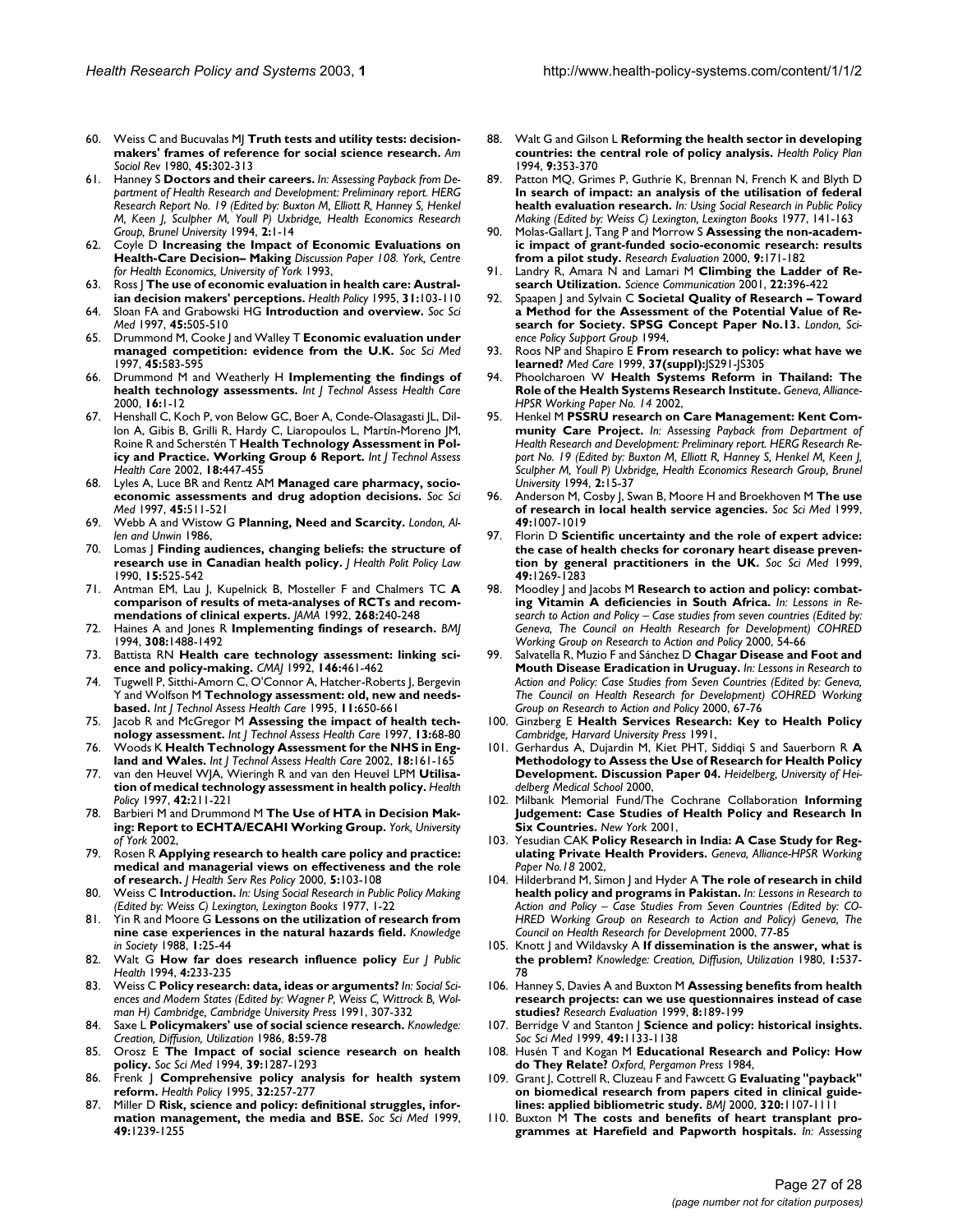60. Weiss C and Bucuvalas MJ **Truth tests and utility tests: decision-makers' frames of reference for social science research.** *Am Sociol Rev* 1980, **45:**302-313
61. Hanney S **Doctors and their careers.** *In: Assessing Payback from Department of Health Research and Development: Preliminary report. HERG Research Report No. 19 (Edited by: Buxton M, Elliott R, Hanney S, Henkel M, Keen J, Sculpher M, Youll P) Uxbridge, Health Economics Research Group, Brunel University* 1994, **2:**1-14
62. Coyle D **Increasing the Impact of Economic Evaluations on Health-Care Decision– Making** *Discussion Paper 108. York, Centre for Health Economics, University of York* 1993,
63. Ross J **The use of economic evaluation in health care: Australian decision makers' perceptions.** *Health Policy* 1995, **31:**103-110
64. Sloan FA and Grabowski HG **Introduction and overview.** *Soc Sci Med* 1997, **45:**505-510
65. Drummond M, Cooke J and Walley T **Economic evaluation under managed competition: evidence from the U.K.** *Soc Sci Med* 1997, **45:**583-595
66. Drummond M and Weatherly H **Implementing the findings of health technology assessments.** *Int J Technol Assess Health Care* 2000, **16:**1-12
67. Henshall C, Koch P, von Below GC, Boer A, Conde-Olasagasti JL, Dillon A, Gibis B, Grilli R, Hardy C, Liaropoulos L, Martín-Moreno JM, Roine R and Scherstén T **Health Technology Assessment in Policy and Practice. Working Group 6 Report.** *Int J Technol Assess Health Care* 2002, **18:**447-455
68. Lyles A, Luce BR and Rentz AM **Managed care pharmacy, socioeconomic assessments and drug adoption decisions.** *Soc Sci Med* 1997, **45:**511-521
69. Webb A and Wistow G **Planning, Need and Scarcity.** *London, Allen and Unwin* 1986,
70. Lomas J **Finding audiences, changing beliefs: the structure of research use in Canadian health policy.** *J Health Polit Policy Law* 1990, **15:**525-542
71. Antman EM, Lau J, Kupelnick B, Mosteller F and Chalmers TC **A comparison of results of meta-analyses of RCTs and recommendations of clinical experts.** *JAMA* 1992, **268:**240-248
72. Haines A and Jones R **Implementing findings of research.** *BMJ* 1994, **308:**1488-1492
73. Battista RN **Health care technology assessment: linking science and policy-making.** *CMAJ* 1992, **146:**461-462
74. Tugwell P, Sitthi-Amorn C, O'Connor A, Hatcher-Roberts J, Bergevin Y and Wolfson M **Technology assessment: old, new and needs-based.** *Int J Technol Assess Health Care* 1995, **11:**650-661
75. Jacob R and McGregor M **Assessing the impact of health technology assessment.** *Int J Technol Assess Health Care* 1997, **13:**68-80
76. Woods K **Health Technology Assessment for the NHS in England and Wales.** *Int J Technol Assess Health Care* 2002, **18:**161-165
77. van den Heuvel WJA, Wieringh R and van den Heuvel LPM **Utilisation of medical technology assessment in health policy.** *Health Policy* 1997, **42:**211-221
78. Barbieri M and Drummond M **The Use of HTA in Decision Making: Report to ECHTA/ECAHI Working Group.** *York, University of York* 2002,
79. Rosen R **Applying research to health care policy and practice: medical and managerial views on effectiveness and the role of research.** *J Health Serv Res Policy* 2000, **5:**103-108
80. Weiss C **Introduction.** *In: Using Social Research in Public Policy Making (Edited by: Weiss C) Lexington, Lexington Books* 1977, 1-22
81. Yin R and Moore G **Lessons on the utilization of research from nine case experiences in the natural hazards field.** *Knowledge in Society* 1988, **1:**25-44
82. Walt G **How far does research influence policy** *Eur J Public Health* 1994, **4:**233-235
83. Weiss C **Policy research: data, ideas or arguments?** *In: Social Sciences and Modern States (Edited by: Wagner P, Weiss C, Wittrock B, Wolman H) Cambridge, Cambridge University Press* 1991, 307-332
84. Saxe L **Policymakers' use of social science research.** *Knowledge: Creation, Diffusion, Utilization* 1986, **8:**59-78
85. Orosz E **The Impact of social science research on health policy.** *Soc Sci Med* 1994, **39:**1287-1293
86. Frenk J **Comprehensive policy analysis for health system reform.** *Health Policy* 1995, **32:**257-277
87. Miller D **Risk, science and policy: definitional struggles, information management, the media and BSE.** *Soc Sci Med* 1999, **49:**1239-1255
88. Walt G and Gilson L **Reforming the health sector in developing countries: the central role of policy analysis.** *Health Policy Plan* 1994, **9:**353-370
89. Patton MQ, Grimes P, Guthrie K, Brennan N, French K and Blyth D **In search of impact: an analysis of the utilisation of federal health evaluation research.** *In: Using Social Research in Public Policy Making (Edited by: Weiss C) Lexington, Lexington Books* 1977, 141-163
90. Molas-Gallart J, Tang P and Morrow S **Assessing the non-academic impact of grant-funded socio-economic research: results from a pilot study.** *Research Evaluation* 2000, **9:**171-182
91. Landry R, Amara N and Lamari M **Climbing the Ladder of Research Utilization.** *Science Communication* 2001, **22:**396-422
92. Spaapen J and Sylvain C **Societal Quality of Research – Toward a Method for the Assessment of the Potential Value of Research for Society. SPSG Concept Paper No.13.** *London, Science Policy Support Group* 1994,
93. Roos NP and Shapiro E **From research to policy: what have we learned?** *Med Care* 1999, **37(suppl):**JS291-JS305
94. Phoolcharoen W **Health Systems Reform in Thailand: The Role of the Health Systems Research Institute.** *Geneva, Alliance-HPSR Working Paper No. 14* 2002,
95. Henkel M **PSSRU research on Care Management: Kent Community Care Project.** *In: Assessing Payback from Department of Health Research and Development: Preliminary report. HERG Research Report No. 19 (Edited by: Buxton M, Elliott R, Hanney S, Henkel M, Keen J, Sculpher M, Youll P) Uxbridge, Health Economics Research Group, Brunel University* 1994, **2:**15-37
96. Anderson M, Cosby J, Swan B, Moore H and Broekhoven M **The use of research in local health service agencies.** *Soc Sci Med* 1999, **49:**1007-1019
97. Florin D **Scientific uncertainty and the role of expert advice: the case of health checks for coronary heart disease prevention by general practitioners in the UK.** *Soc Sci Med* 1999, **49:**1269-1283
98. Moodley J and Jacobs M **Research to action and policy: combating Vitamin A deficiencies in South Africa.** *In: Lessons in Research to Action and Policy – Case studies from seven countries (Edited by: Geneva, The Council on Health Research for Development) COHRED Working Group on Research to Action and Policy* 2000, 54-66
99. Salvatella R, Muzio F and Sánchez D **Chagar Disease and Foot and Mouth Disease Eradication in Uruguay.** *In: Lessons in Research to Action and Policy: Case Studies from Seven Countries (Edited by: Geneva, The Council on Health Research for Development) COHRED Working Group on Research to Action and Policy* 2000, 67-76
100. Ginzberg E **Health Services Research: Key to Health Policy** *Cambridge, Harvard University Press* 1991,
101. Gerhardus A, Dujardin M, Kiet PHT, Siddiqi S and Sauerborn R **A Methodology to Assess the Use of Research for Health Policy Development. Discussion Paper 04.** *Heidelberg, University of Heidelberg Medical School* 2000,
102. Milbank Memorial Fund/The Cochrane Collaboration **Informing Judgement: Case Studies of Health Policy and Research In Six Countries.** *New York* 2001,
103. Yesudian CAK **Policy Research in India: A Case Study for Regulating Private Health Providers.** *Geneva, Alliance-HPSR Working Paper No.18* 2002,
104. Hilderbrand M, Simon J and Hyder A **The role of research in child health policy and programs in Pakistan.** *In: Lessons in Research to Action and Policy – Case Studies From Seven Countries (Edited by: COHRED Working Group on Research to Action and Policy) Geneva, The Council on Health Research for Development* 2000, 77-85
105. Knott J and Wildavsky A **If dissemination is the answer, what is the problem?** *Knowledge: Creation, Diffusion, Utilization* 1980, **1:**537-78
106. Hanney S, Davies A and Buxton M **Assessing benefits from health research projects: can we use questionnaires instead of case studies?** *Research Evaluation* 1999, **8:**189-199
107. Berridge V and Stanton J **Science and policy: historical insights.** *Soc Sci Med* 1999, **49:**1133-1138
108. Husén T and Kogan M **Educational Research and Policy: How do They Relate?** *Oxford, Pergamon Press* 1984,
109. Grant J, Cottrell R, Cluzeau F and Fawcett G **Evaluating "payback" on biomedical research from papers cited in clinical guidelines: applied bibliometric study.** *BMJ* 2000, **320:**1107-1111
110. Buxton M **The costs and benefits of heart transplant programmes at Harefield and Papworth hospitals.** *In: Assessing*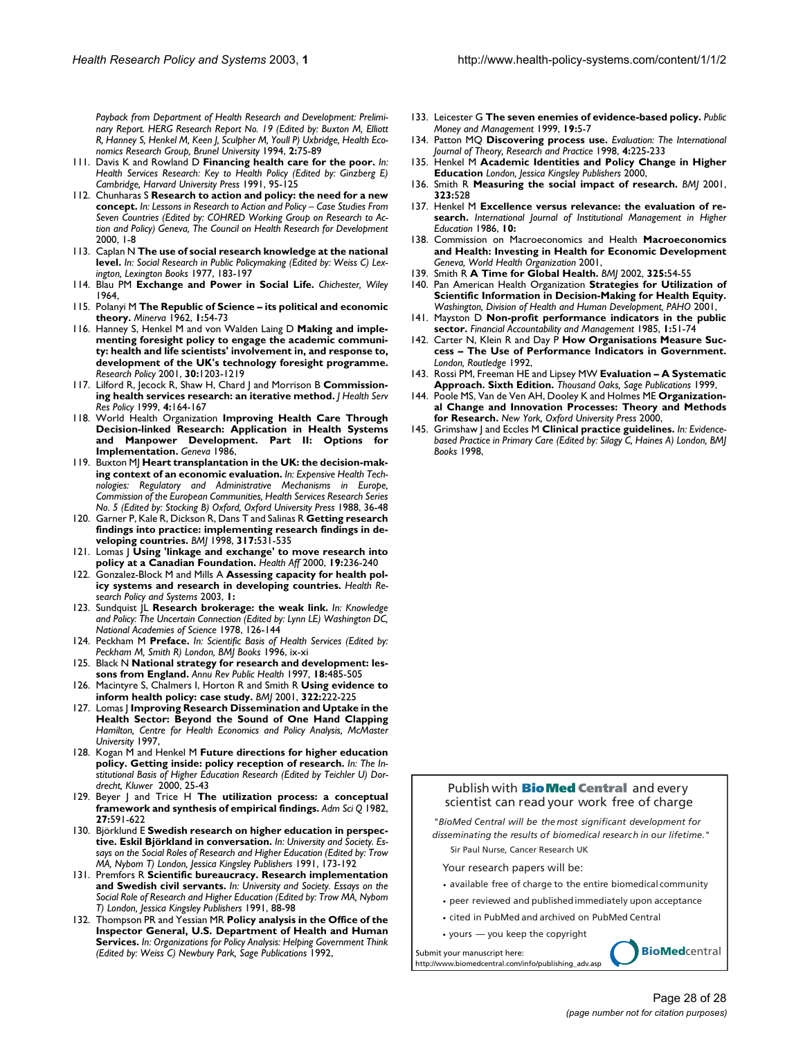*Payback from Department of Health Research and Development: Preliminary Report. HERG Research Report No. 19 (Edited by: Buxton M, Elliott R, Hanney S, Henkel M, Keen J, Sculpher M, Youll P) Uxbridge, Health Economics Research Group, Brunel University* 1994, **2:**75-89

111. Davis K and Rowland D **Financing health care for the poor.** *In: Health Services Research: Key to Health Policy (Edited by: Ginzberg E) Cambridge, Harvard University Press* 1991, 95-125
112. Chunharas S **Research to action and policy: the need for a new concept.** *In: Lessons in Research to Action and Policy – Case Studies From Seven Countries (Edited by: COHRED Working Group on Research to Action and Policy) Geneva, The Council on Health Research for Development* 2000, 1-8
113. Caplan N **The use of social research knowledge at the national level.** *In: Social Research in Public Policymaking (Edited by: Weiss C) Lexington, Lexington Books* 1977, 183-197
114. Blau PM **Exchange and Power in Social Life.** *Chichester, Wiley* 1964,
115. Polanyi M **The Republic of Science – its political and economic theory.** *Minerva* 1962, **1:**54-73
116. Hanney S, Henkel M and von Walden Laing D **Making and implementing foresight policy to engage the academic community: health and life scientists' involvement in, and response to, development of the UK's technology foresight programme.** *Research Policy* 2001, **30:**1203-1219
117. Lilford R, Jecock R, Shaw H, Chard J and Morrison B **Commissioning health services research: an iterative method.** *J Health Serv Res Policy* 1999, **4:**164-167
118. World Health Organization **Improving Health Care Through Decision-linked Research: Application in Health Systems and Manpower Development. Part II: Options for Implementation.** *Geneva* 1986,
119. Buxton MJ **Heart transplantation in the UK: the decision-making context of an economic evaluation.** *In: Expensive Health Technologies: Regulatory and Administrative Mechanisms in Europe, Commission of the European Communities, Health Services Research Series No. 5 (Edited by: Stocking B) Oxford, Oxford University Press* 1988, 36-48
120. Garner P, Kale R, Dickson R, Dans T and Salinas R **Getting research findings into practice: implementing research findings in developing countries.** *BMJ* 1998, **317:**531-535
121. Lomas J **Using 'linkage and exchange' to move research into policy at a Canadian Foundation.** *Health Aff* 2000, **19:**236-240
122. Gonzalez-Block M and Mills A **Assessing capacity for health policy systems and research in developing countries.** *Health Research Policy and Systems* 2003, **1:**
123. Sundquist JL **Research brokerage: the weak link.** *In: Knowledge and Policy: The Uncertain Connection (Edited by: Lynn LE) Washington DC, National Academies of Science* 1978, 126-144
124. Peckham M **Preface.** *In: Scientific Basis of Health Services (Edited by: Peckham M, Smith R) London, BMJ Books* 1996, ix-xi
125. Black N **National strategy for research and development: lessons from England.** *Annu Rev Public Health* 1997, **18:**485-505
126. Macintyre S, Chalmers I, Horton R and Smith R **Using evidence to inform health policy: case study.** *BMJ* 2001, **322:**222-225
127. Lomas J **Improving Research Dissemination and Uptake in the Health Sector: Beyond the Sound of One Hand Clapping** *Hamilton, Centre for Health Economics and Policy Analysis, McMaster University* 1997,
128. Kogan M and Henkel M **Future directions for higher education policy. Getting inside: policy reception of research.** *In: The Institutional Basis of Higher Education Research (Edited by Teichler U) Dordrecht, Kluwer* 2000, 25-43
129. Beyer J and Trice H **The utilization process: a conceptual framework and synthesis of empirical findings.** *Adm Sci Q* 1982, **27:**591-622
130. Björklund E **Swedish research on higher education in perspective. Eskil Björklund in conversation.** *In: University and Society. Essays on the Social Roles of Research and Higher Education (Edited by: Trow MA, Nybom T) London, Jessica Kingsley Publishers* 1991, 173-192
131. Premfors R **Scientific bureaucracy. Research implementation and Swedish civil servants.** *In: University and Society. Essays on the Social Role of Research and Higher Education (Edited by: Trow MA, Nybom T) London, Jessica Kingsley Publishers* 1991, 88-98
132. Thompson PR and Yessian MR **Policy analysis in the Office of the Inspector General, U.S. Department of Health and Human Services.** *In: Organizations for Policy Analysis: Helping Government Think (Edited by: Weiss C) Newbury Park, Sage Publications* 1992,
133. Leicester G **The seven enemies of evidence-based policy.** *Public Money and Management* 1999, **19:**5-7
134. Patton MQ **Discovering process use.** *Evaluation: The International Journal of Theory, Research and Practice* 1998, **4:**225-233
135. Henkel M **Academic Identities and Policy Change in Higher Education** *London, Jessica Kingsley Publishers* 2000,
136. Smith R **Measuring the social impact of research.** *BMJ* 2001, **323:**528
137. Henkel M **Excellence versus relevance: the evaluation of research.** *International Journal of Institutional Management in Higher Education* 1986, **10:**
138. Commission on Macroeconomics and Health **Macroeconomics and Health: Investing in Health for Economic Development** *Geneva, World Health Organization* 2001,
139. Smith R **A Time for Global Health.** *BMJ* 2002, **325:**54-55
140. Pan American Health Organization **Strategies for Utilization of Scientific Information in Decision-Making for Health Equity.** *Washington, Division of Health and Human Development, PAHO* 2001,
141. Mayston D **Non-profit performance indicators in the public sector.** *Financial Accountability and Management* 1985, **1:**51-74
142. Carter N, Klein R and Day P **How Organisations Measure Success – The Use of Performance Indicators in Government.** *London, Routledge* 1992,
143. Rossi PM, Freeman HE and Lipsey MW **Evaluation – A Systematic Approach. Sixth Edition.** *Thousand Oaks, Sage Publications* 1999,
144. Poole MS, Van de Ven AH, Dooley K and Holmes ME **Organizational Change and Innovation Processes: Theory and Methods for Research.** *New York, Oxford University Press* 2000,
145. Grimshaw J and Eccles M **Clinical practice guidelines.** *In: Evidence-based Practice in Primary Care (Edited by: Silagy C, Haines A) London, BMJ Books* 1998,

Publish with **BioMed Central** and every scientist can read your work free of charge

*"BioMed Central will be the most significant development for disseminating the results of biomedical research in our lifetime."*
Sir Paul Nurse, Cancer Research UK

Your research papers will be:

- available free of charge to the entire biomedical community
- peer reviewed and published immediately upon acceptance
- cited in PubMed and archived on PubMed Central
- yours — you keep the copyright

Submit your manuscript here:
http://www.biomedcentral.com/info/publishing_adv.asp

**BioMed**central